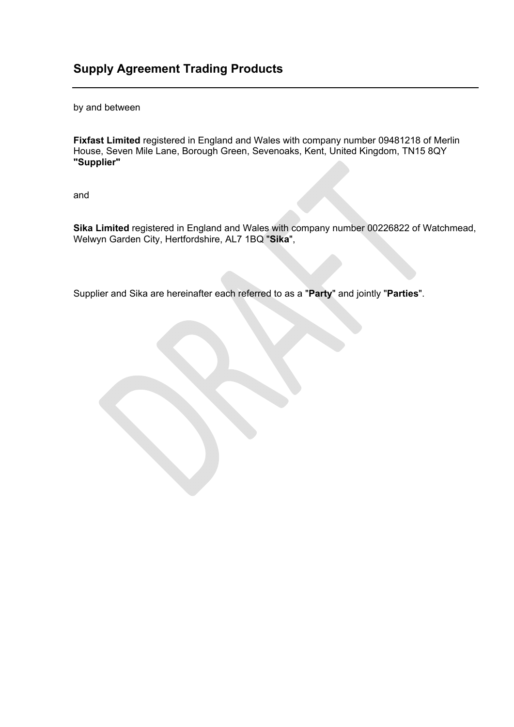# Supply Agreement Trading Products

---

by and between

**Fixfast Limited** registered in England and Wales with company number 09481218 of Merlin House, Seven Mile Lane, Borough Green, Sevenoaks, Kent, United Kingdom, TN15 8QY **"Supplier"**

and

**Sika Limited** registered in England and Wales with company number 00226822 of Watchmead, Welwyn Garden City, Hertfordshire, AL7 1BQ "**Sika**",

Supplier and Sika are hereinafter each referred to as a "**Party**" and jointly "**Parties**".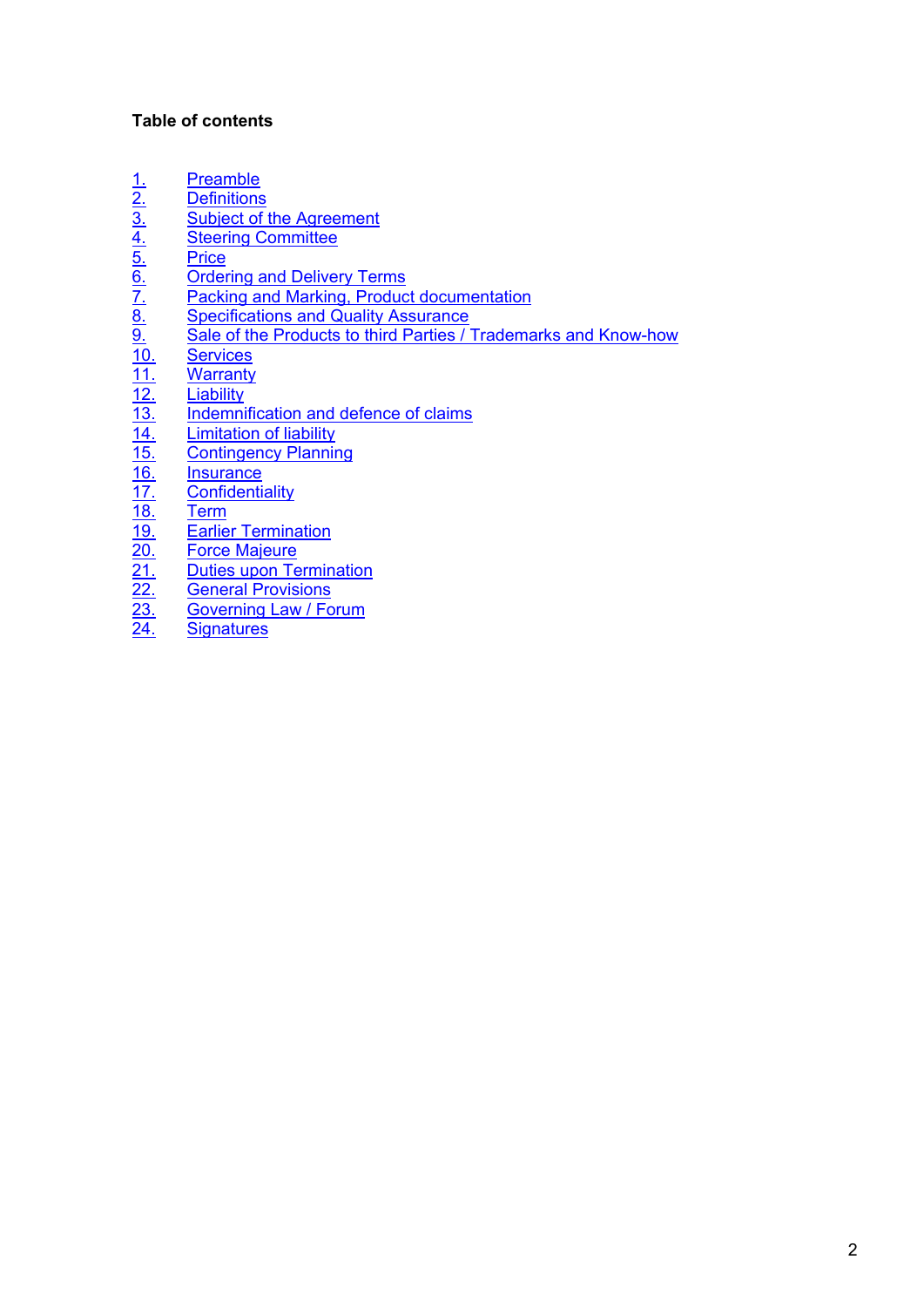**Table of contents**

1. Preamble
2. Definitions
3. Subject of the Agreement
4. Steering Committee
5. Price
6. Ordering and Delivery Terms
7. Packing and Marking, Product documentation
8. Specifications and Quality Assurance
9. Sale of the Products to third Parties / Trademarks and Know-how
10. Services
11. Warranty
12. Liability
13. Indemnification and defence of claims
14. Limitation of liability
15. Contingency Planning
16. Insurance
17. Confidentiality
18. Term
19. Earlier Termination
20. Force Majeure
21. Duties upon Termination
22. General Provisions
23. Governing Law / Forum
24. Signatures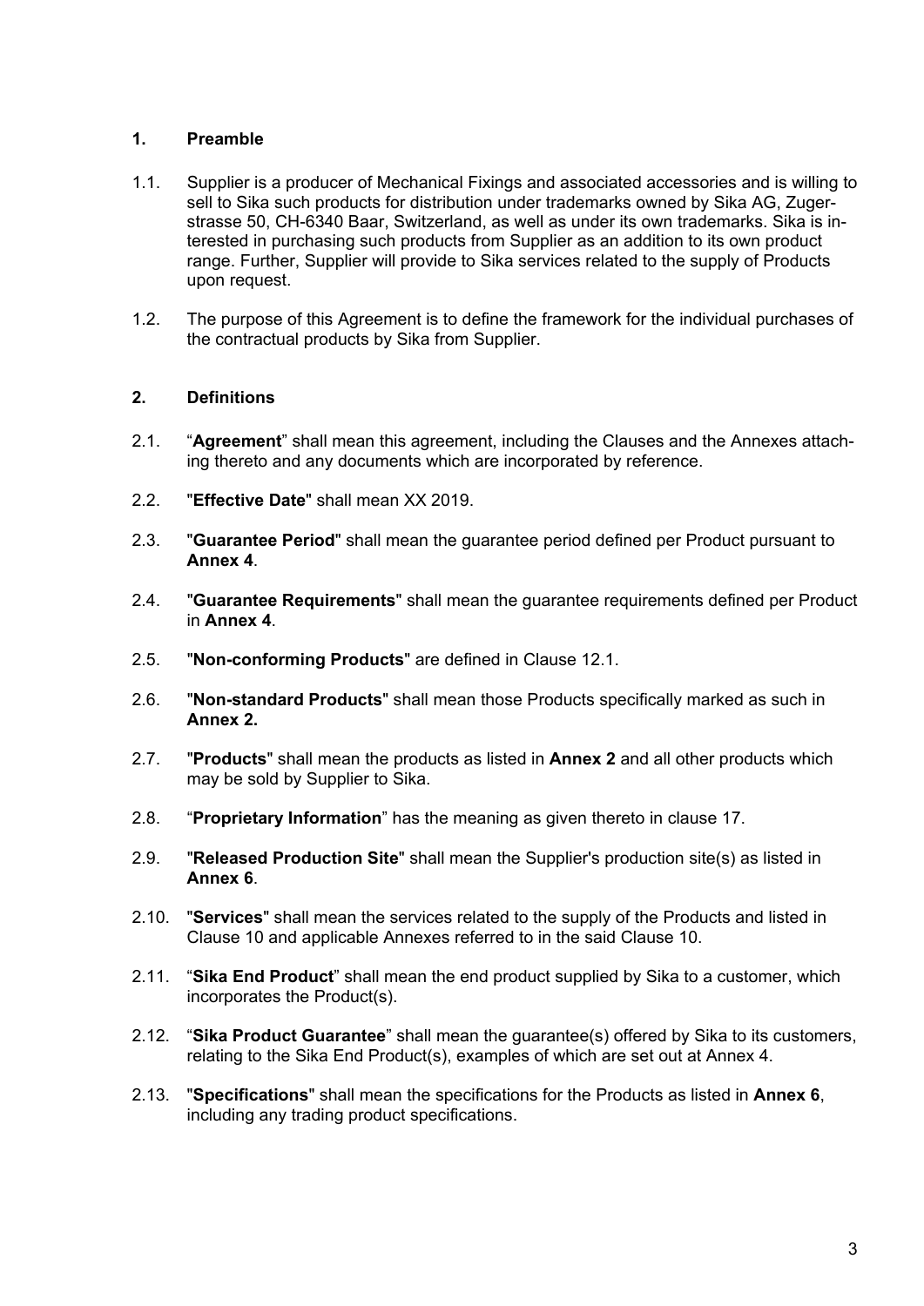## 1. Preamble

1.1. Supplier is a producer of Mechanical Fixings and associated accessories and is willing to sell to Sika such products for distribution under trademarks owned by Sika AG, Zugerstrasse 50, CH-6340 Baar, Switzerland, as well as under its own trademarks. Sika is interested in purchasing such products from Supplier as an addition to its own product range. Further, Supplier will provide to Sika services related to the supply of Products upon request.

1.2. The purpose of this Agreement is to define the framework for the individual purchases of the contractual products by Sika from Supplier.

## 2. Definitions

2.1. "**Agreement**" shall mean this agreement, including the Clauses and the Annexes attaching thereto and any documents which are incorporated by reference.

2.2. "**Effective Date**" shall mean XX 2019.

2.3. "**Guarantee Period**" shall mean the guarantee period defined per Product pursuant to **Annex 4**.

2.4. "**Guarantee Requirements**" shall mean the guarantee requirements defined per Product in **Annex 4**.

2.5. "**Non-conforming Products**" are defined in Clause 12.1.

2.6. "**Non-standard Products**" shall mean those Products specifically marked as such in **Annex 2.**

2.7. "**Products**" shall mean the products as listed in **Annex 2** and all other products which may be sold by Supplier to Sika.

2.8. "**Proprietary Information**" has the meaning as given thereto in clause 17.

2.9. "**Released Production Site**" shall mean the Supplier's production site(s) as listed in **Annex 6**.

2.10. "**Services**" shall mean the services related to the supply of the Products and listed in Clause 10 and applicable Annexes referred to in the said Clause 10.

2.11. "**Sika End Product**" shall mean the end product supplied by Sika to a customer, which incorporates the Product(s).

2.12. "**Sika Product Guarantee**" shall mean the guarantee(s) offered by Sika to its customers, relating to the Sika End Product(s), examples of which are set out at Annex 4.

2.13. "**Specifications**" shall mean the specifications for the Products as listed in **Annex 6**, including any trading product specifications.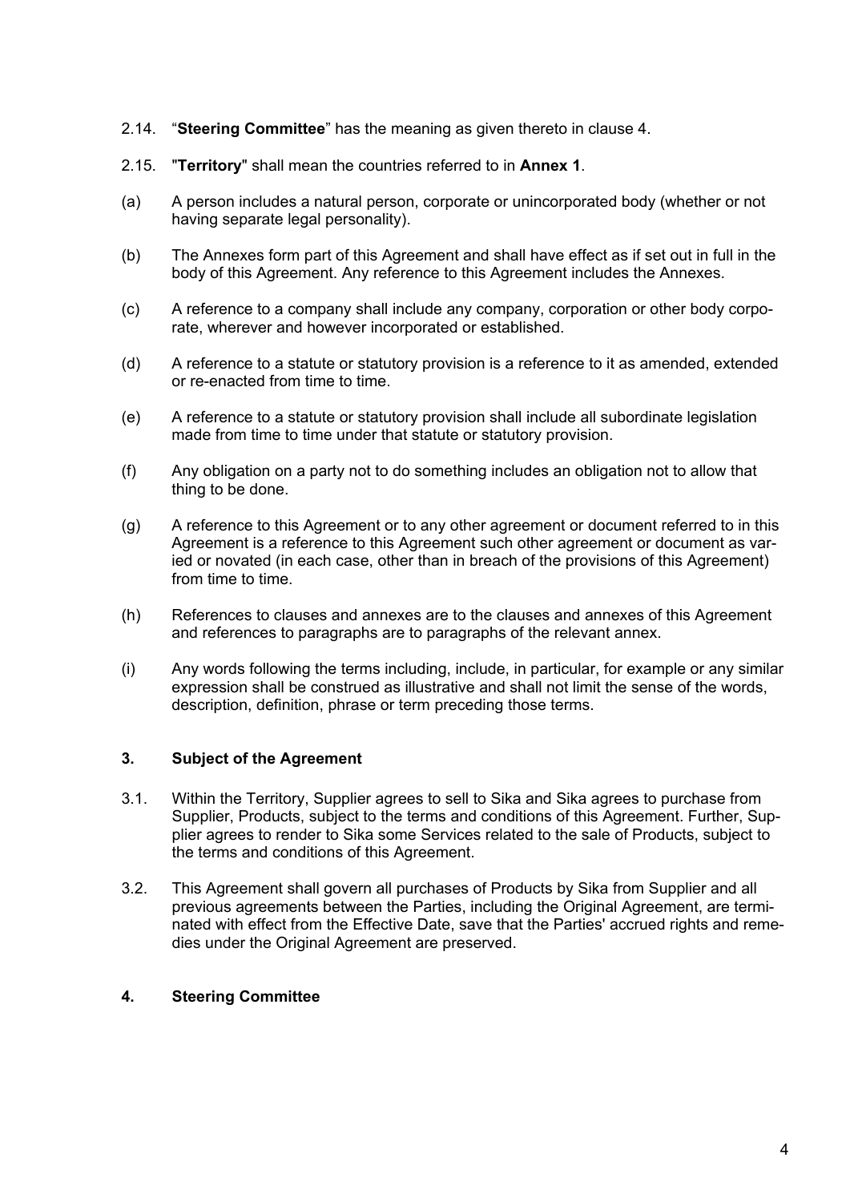2.14. "**Steering Committee**" has the meaning as given thereto in clause 4.

2.15. "**Territory**" shall mean the countries referred to in **Annex 1**.

(a) A person includes a natural person, corporate or unincorporated body (whether or not having separate legal personality).

(b) The Annexes form part of this Agreement and shall have effect as if set out in full in the body of this Agreement. Any reference to this Agreement includes the Annexes.

(c) A reference to a company shall include any company, corporation or other body corporate, wherever and however incorporated or established.

(d) A reference to a statute or statutory provision is a reference to it as amended, extended or re-enacted from time to time.

(e) A reference to a statute or statutory provision shall include all subordinate legislation made from time to time under that statute or statutory provision.

(f) Any obligation on a party not to do something includes an obligation not to allow that thing to be done.

(g) A reference to this Agreement or to any other agreement or document referred to in this Agreement is a reference to this Agreement such other agreement or document as varied or novated (in each case, other than in breach of the provisions of this Agreement) from time to time.

(h) References to clauses and annexes are to the clauses and annexes of this Agreement and references to paragraphs are to paragraphs of the relevant annex.

(i) Any words following the terms including, include, in particular, for example or any similar expression shall be construed as illustrative and shall not limit the sense of the words, description, definition, phrase or term preceding those terms.

## 3. Subject of the Agreement

3.1. Within the Territory, Supplier agrees to sell to Sika and Sika agrees to purchase from Supplier, Products, subject to the terms and conditions of this Agreement. Further, Supplier agrees to render to Sika some Services related to the sale of Products, subject to the terms and conditions of this Agreement.

3.2. This Agreement shall govern all purchases of Products by Sika from Supplier and all previous agreements between the Parties, including the Original Agreement, are terminated with effect from the Effective Date, save that the Parties' accrued rights and remedies under the Original Agreement are preserved.

## 4. Steering Committee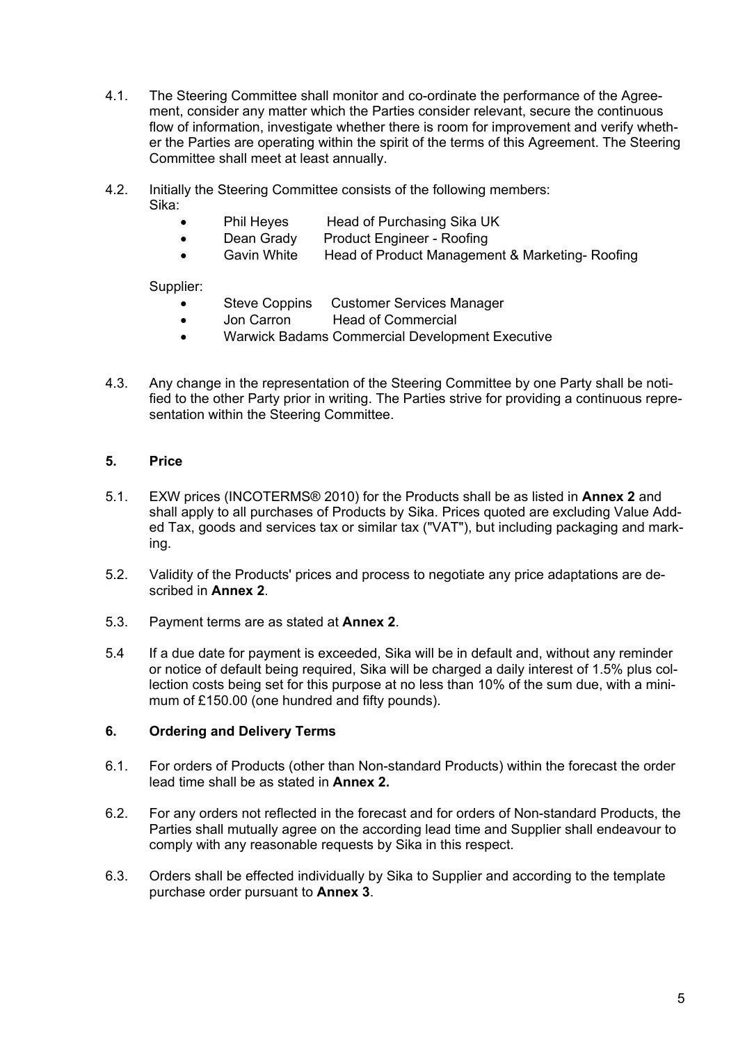4.1. The Steering Committee shall monitor and co-ordinate the performance of the Agreement, consider any matter which the Parties consider relevant, secure the continuous flow of information, investigate whether there is room for improvement and verify whether the Parties are operating within the spirit of the terms of this Agreement. The Steering Committee shall meet at least annually.

4.2. Initially the Steering Committee consists of the following members:

Sika:

- Phil Heyes Head of Purchasing Sika UK
- Dean Grady Product Engineer - Roofing
- Gavin White Head of Product Management & Marketing- Roofing

Supplier:

- Steve Coppins Customer Services Manager
- Jon Carron Head of Commercial
- Warwick Badams Commercial Development Executive

4.3. Any change in the representation of the Steering Committee by one Party shall be notified to the other Party prior in writing. The Parties strive for providing a continuous representation within the Steering Committee.

## 5. Price

5.1. EXW prices (INCOTERMS® 2010) for the Products shall be as listed in **Annex 2** and shall apply to all purchases of Products by Sika. Prices quoted are excluding Value Added Tax, goods and services tax or similar tax ("VAT"), but including packaging and marking.

5.2. Validity of the Products' prices and process to negotiate any price adaptations are described in **Annex 2**.

5.3. Payment terms are as stated at **Annex 2**.

5.4 If a due date for payment is exceeded, Sika will be in default and, without any reminder or notice of default being required, Sika will be charged a daily interest of 1.5% plus collection costs being set for this purpose at no less than 10% of the sum due, with a minimum of £150.00 (one hundred and fifty pounds).

## 6. Ordering and Delivery Terms

6.1. For orders of Products (other than Non-standard Products) within the forecast the order lead time shall be as stated in **Annex 2.**

6.2. For any orders not reflected in the forecast and for orders of Non-standard Products, the Parties shall mutually agree on the according lead time and Supplier shall endeavour to comply with any reasonable requests by Sika in this respect.

6.3. Orders shall be effected individually by Sika to Supplier and according to the template purchase order pursuant to **Annex 3**.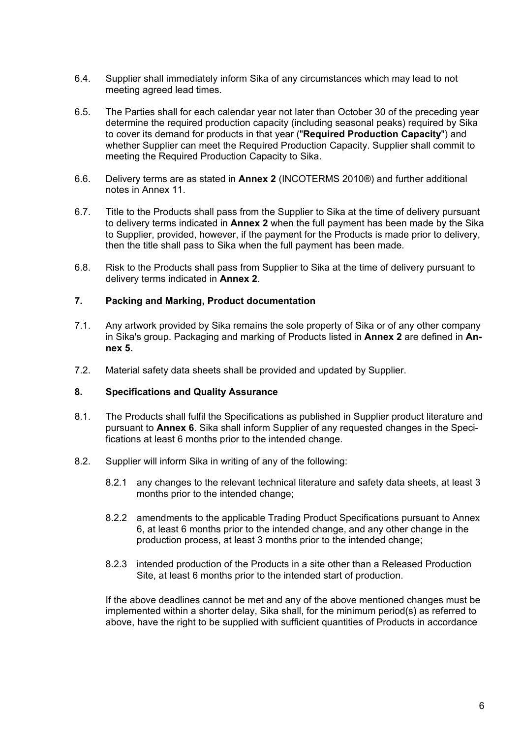6.4. Supplier shall immediately inform Sika of any circumstances which may lead to not meeting agreed lead times.

6.5. The Parties shall for each calendar year not later than October 30 of the preceding year determine the required production capacity (including seasonal peaks) required by Sika to cover its demand for products in that year ("**Required Production Capacity**") and whether Supplier can meet the Required Production Capacity. Supplier shall commit to meeting the Required Production Capacity to Sika.

6.6. Delivery terms are as stated in **Annex 2** (INCOTERMS 2010®) and further additional notes in Annex 11.

6.7. Title to the Products shall pass from the Supplier to Sika at the time of delivery pursuant to delivery terms indicated in **Annex 2** when the full payment has been made by the Sika to Supplier, provided, however, if the payment for the Products is made prior to delivery, then the title shall pass to Sika when the full payment has been made.

6.8. Risk to the Products shall pass from Supplier to Sika at the time of delivery pursuant to delivery terms indicated in **Annex 2**.

### 7. Packing and Marking, Product documentation

7.1. Any artwork provided by Sika remains the sole property of Sika or of any other company in Sika's group. Packaging and marking of Products listed in **Annex 2** are defined in **Annex 5.**

7.2. Material safety data sheets shall be provided and updated by Supplier.

### 8. Specifications and Quality Assurance

8.1. The Products shall fulfil the Specifications as published in Supplier product literature and pursuant to **Annex 6**. Sika shall inform Supplier of any requested changes in the Specifications at least 6 months prior to the intended change.

8.2. Supplier will inform Sika in writing of any of the following:

8.2.1 any changes to the relevant technical literature and safety data sheets, at least 3 months prior to the intended change;

8.2.2 amendments to the applicable Trading Product Specifications pursuant to Annex 6, at least 6 months prior to the intended change, and any other change in the production process, at least 3 months prior to the intended change;

8.2.3 intended production of the Products in a site other than a Released Production Site, at least 6 months prior to the intended start of production.

If the above deadlines cannot be met and any of the above mentioned changes must be implemented within a shorter delay, Sika shall, for the minimum period(s) as referred to above, have the right to be supplied with sufficient quantities of Products in accordance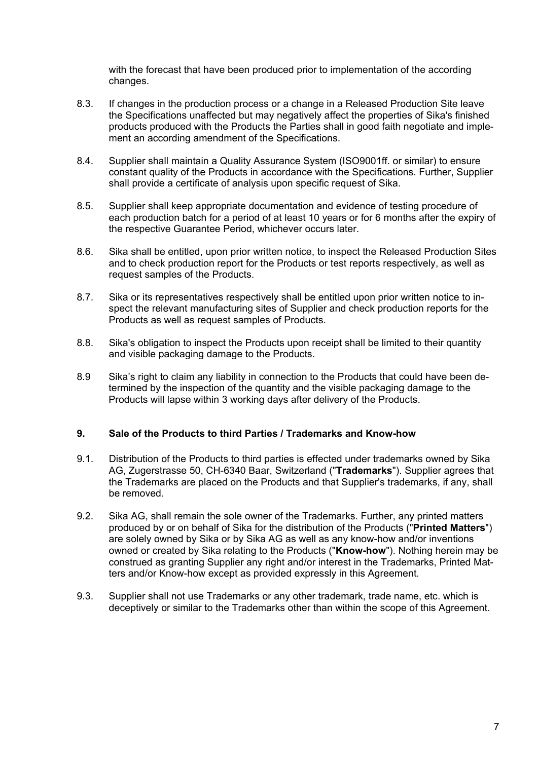with the forecast that have been produced prior to implementation of the according changes.

8.3. If changes in the production process or a change in a Released Production Site leave the Specifications unaffected but may negatively affect the properties of Sika's finished products produced with the Products the Parties shall in good faith negotiate and implement an according amendment of the Specifications.

8.4. Supplier shall maintain a Quality Assurance System (ISO9001ff. or similar) to ensure constant quality of the Products in accordance with the Specifications. Further, Supplier shall provide a certificate of analysis upon specific request of Sika.

8.5. Supplier shall keep appropriate documentation and evidence of testing procedure of each production batch for a period of at least 10 years or for 6 months after the expiry of the respective Guarantee Period, whichever occurs later.

8.6. Sika shall be entitled, upon prior written notice, to inspect the Released Production Sites and to check production report for the Products or test reports respectively, as well as request samples of the Products.

8.7. Sika or its representatives respectively shall be entitled upon prior written notice to inspect the relevant manufacturing sites of Supplier and check production reports for the Products as well as request samples of Products.

8.8. Sika's obligation to inspect the Products upon receipt shall be limited to their quantity and visible packaging damage to the Products.

8.9 Sika's right to claim any liability in connection to the Products that could have been determined by the inspection of the quantity and the visible packaging damage to the Products will lapse within 3 working days after delivery of the Products.

## 9. Sale of the Products to third Parties / Trademarks and Know-how

9.1. Distribution of the Products to third parties is effected under trademarks owned by Sika AG, Zugerstrasse 50, CH-6340 Baar, Switzerland ("**Trademarks**"). Supplier agrees that the Trademarks are placed on the Products and that Supplier's trademarks, if any, shall be removed.

9.2. Sika AG, shall remain the sole owner of the Trademarks. Further, any printed matters produced by or on behalf of Sika for the distribution of the Products ("**Printed Matters**") are solely owned by Sika or by Sika AG as well as any know-how and/or inventions owned or created by Sika relating to the Products ("**Know-how**"). Nothing herein may be construed as granting Supplier any right and/or interest in the Trademarks, Printed Matters and/or Know-how except as provided expressly in this Agreement.

9.3. Supplier shall not use Trademarks or any other trademark, trade name, etc. which is deceptively or similar to the Trademarks other than within the scope of this Agreement.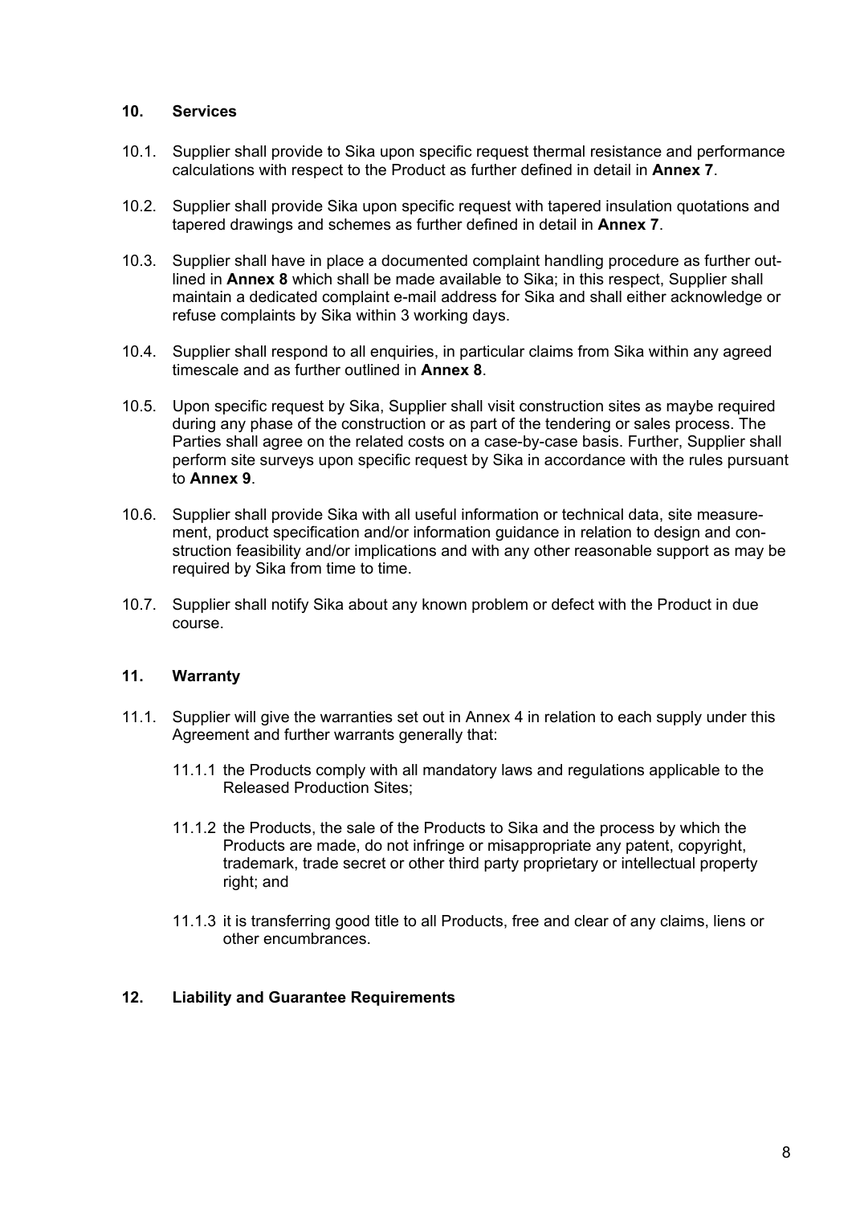## 10. Services

10.1. Supplier shall provide to Sika upon specific request thermal resistance and performance calculations with respect to the Product as further defined in detail in **Annex 7**.

10.2. Supplier shall provide Sika upon specific request with tapered insulation quotations and tapered drawings and schemes as further defined in detail in **Annex 7**.

10.3. Supplier shall have in place a documented complaint handling procedure as further outlined in **Annex 8** which shall be made available to Sika; in this respect, Supplier shall maintain a dedicated complaint e-mail address for Sika and shall either acknowledge or refuse complaints by Sika within 3 working days.

10.4. Supplier shall respond to all enquiries, in particular claims from Sika within any agreed timescale and as further outlined in **Annex 8**.

10.5. Upon specific request by Sika, Supplier shall visit construction sites as maybe required during any phase of the construction or as part of the tendering or sales process. The Parties shall agree on the related costs on a case-by-case basis. Further, Supplier shall perform site surveys upon specific request by Sika in accordance with the rules pursuant to **Annex 9**.

10.6. Supplier shall provide Sika with all useful information or technical data, site measurement, product specification and/or information guidance in relation to design and construction feasibility and/or implications and with any other reasonable support as may be required by Sika from time to time.

10.7. Supplier shall notify Sika about any known problem or defect with the Product in due course.

## 11. Warranty

11.1. Supplier will give the warranties set out in Annex 4 in relation to each supply under this Agreement and further warrants generally that:

11.1.1 the Products comply with all mandatory laws and regulations applicable to the Released Production Sites;

11.1.2 the Products, the sale of the Products to Sika and the process by which the Products are made, do not infringe or misappropriate any patent, copyright, trademark, trade secret or other third party proprietary or intellectual property right; and

11.1.3 it is transferring good title to all Products, free and clear of any claims, liens or other encumbrances.

## 12. Liability and Guarantee Requirements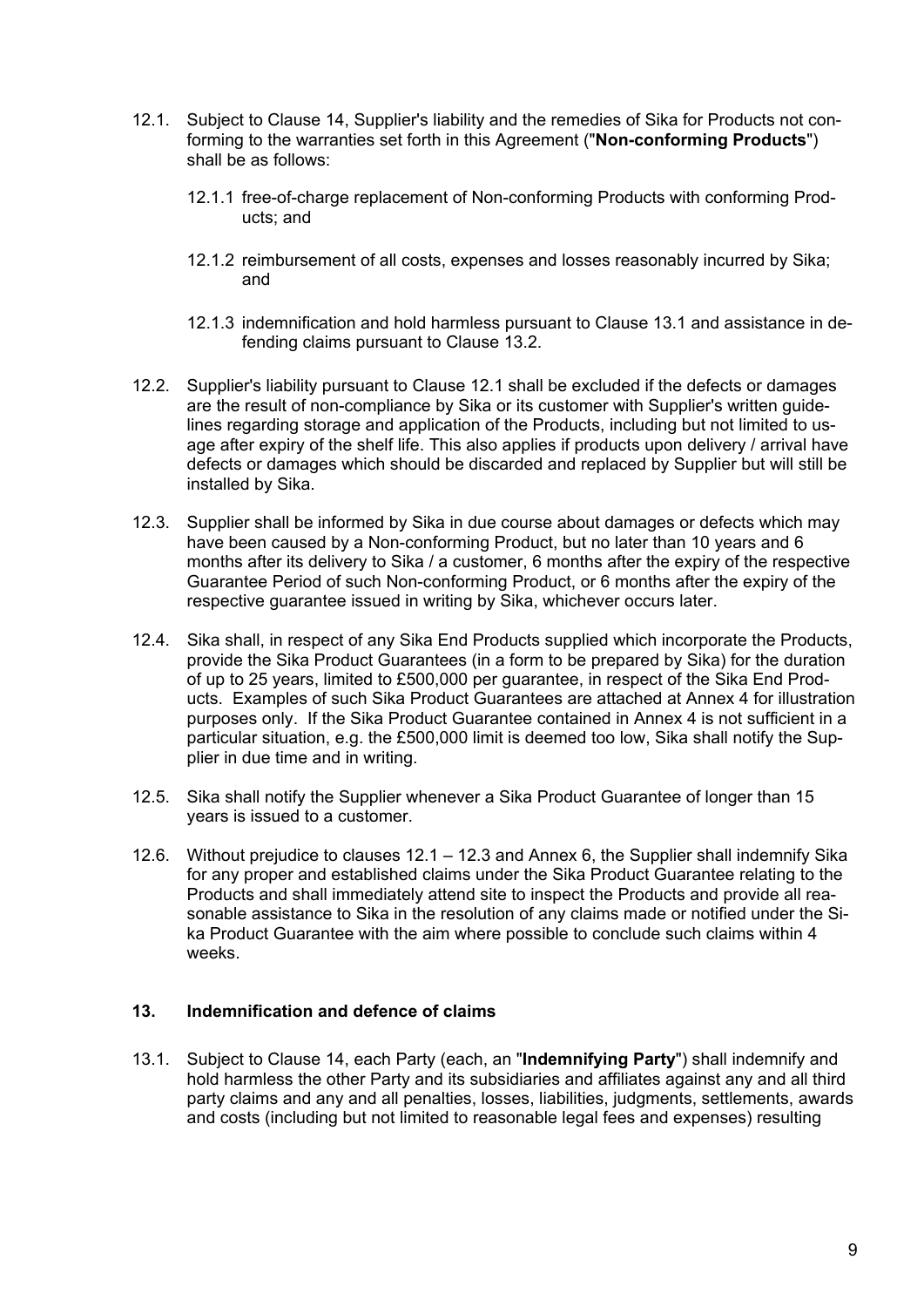12.1. Subject to Clause 14, Supplier's liability and the remedies of Sika for Products not conforming to the warranties set forth in this Agreement ("**Non-conforming Products**") shall be as follows:

12.1.1 free-of-charge replacement of Non-conforming Products with conforming Products; and

12.1.2 reimbursement of all costs, expenses and losses reasonably incurred by Sika; and

12.1.3 indemnification and hold harmless pursuant to Clause 13.1 and assistance in defending claims pursuant to Clause 13.2.

12.2. Supplier's liability pursuant to Clause 12.1 shall be excluded if the defects or damages are the result of non-compliance by Sika or its customer with Supplier's written guidelines regarding storage and application of the Products, including but not limited to usage after expiry of the shelf life. This also applies if products upon delivery / arrival have defects or damages which should be discarded and replaced by Supplier but will still be installed by Sika.

12.3. Supplier shall be informed by Sika in due course about damages or defects which may have been caused by a Non-conforming Product, but no later than 10 years and 6 months after its delivery to Sika / a customer, 6 months after the expiry of the respective Guarantee Period of such Non-conforming Product, or 6 months after the expiry of the respective guarantee issued in writing by Sika, whichever occurs later.

12.4. Sika shall, in respect of any Sika End Products supplied which incorporate the Products, provide the Sika Product Guarantees (in a form to be prepared by Sika) for the duration of up to 25 years, limited to £500,000 per guarantee, in respect of the Sika End Products. Examples of such Sika Product Guarantees are attached at Annex 4 for illustration purposes only. If the Sika Product Guarantee contained in Annex 4 is not sufficient in a particular situation, e.g. the £500,000 limit is deemed too low, Sika shall notify the Supplier in due time and in writing.

12.5. Sika shall notify the Supplier whenever a Sika Product Guarantee of longer than 15 years is issued to a customer.

12.6. Without prejudice to clauses 12.1 – 12.3 and Annex 6, the Supplier shall indemnify Sika for any proper and established claims under the Sika Product Guarantee relating to the Products and shall immediately attend site to inspect the Products and provide all reasonable assistance to Sika in the resolution of any claims made or notified under the Sika Product Guarantee with the aim where possible to conclude such claims within 4 weeks.

## 13. Indemnification and defence of claims

13.1. Subject to Clause 14, each Party (each, an "**Indemnifying Party**") shall indemnify and hold harmless the other Party and its subsidiaries and affiliates against any and all third party claims and any and all penalties, losses, liabilities, judgments, settlements, awards and costs (including but not limited to reasonable legal fees and expenses) resulting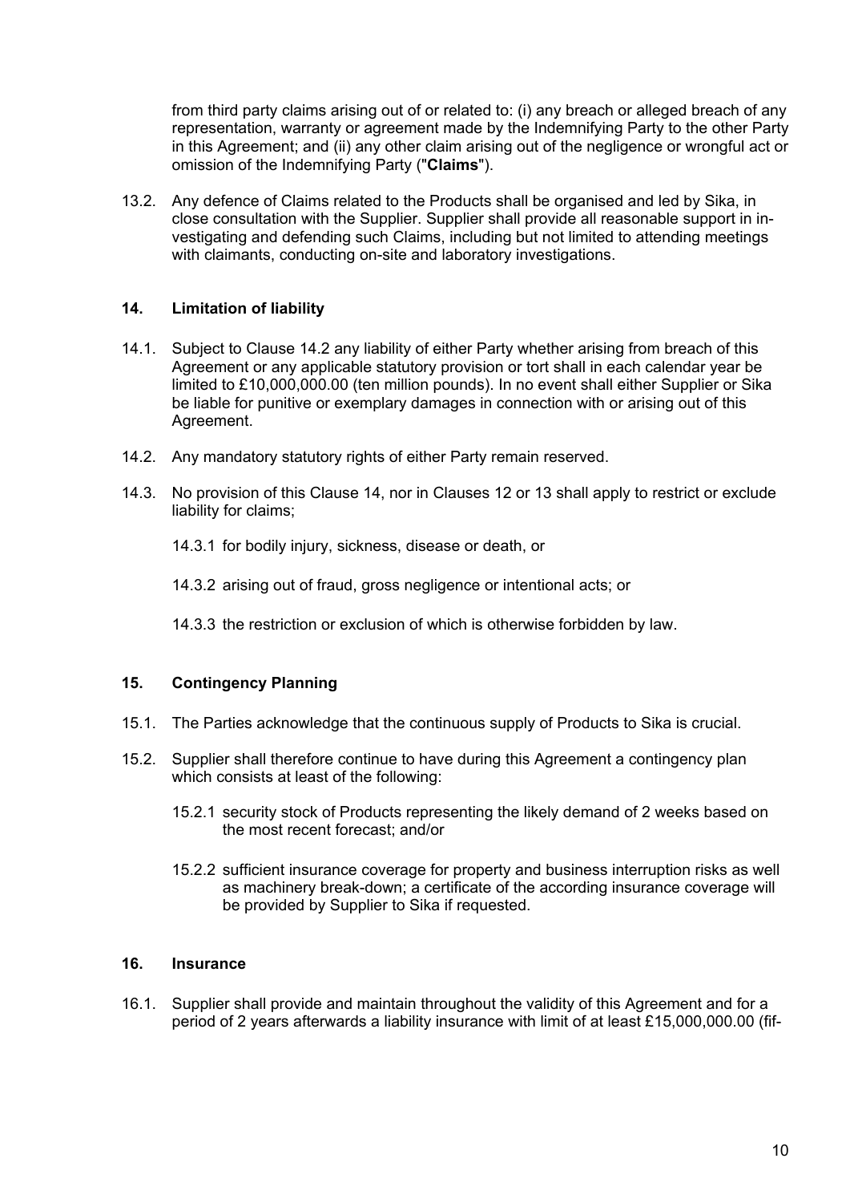from third party claims arising out of or related to: (i) any breach or alleged breach of any representation, warranty or agreement made by the Indemnifying Party to the other Party in this Agreement; and (ii) any other claim arising out of the negligence or wrongful act or omission of the Indemnifying Party ("**Claims**").

13.2. Any defence of Claims related to the Products shall be organised and led by Sika, in close consultation with the Supplier. Supplier shall provide all reasonable support in investigating and defending such Claims, including but not limited to attending meetings with claimants, conducting on-site and laboratory investigations.

### 14. Limitation of liability

14.1. Subject to Clause 14.2 any liability of either Party whether arising from breach of this Agreement or any applicable statutory provision or tort shall in each calendar year be limited to £10,000,000.00 (ten million pounds). In no event shall either Supplier or Sika be liable for punitive or exemplary damages in connection with or arising out of this Agreement.

14.2. Any mandatory statutory rights of either Party remain reserved.

14.3. No provision of this Clause 14, nor in Clauses 12 or 13 shall apply to restrict or exclude liability for claims;

14.3.1 for bodily injury, sickness, disease or death, or

14.3.2 arising out of fraud, gross negligence or intentional acts; or

14.3.3 the restriction or exclusion of which is otherwise forbidden by law.

### 15. Contingency Planning

15.1. The Parties acknowledge that the continuous supply of Products to Sika is crucial.

15.2. Supplier shall therefore continue to have during this Agreement a contingency plan which consists at least of the following:

15.2.1 security stock of Products representing the likely demand of 2 weeks based on the most recent forecast; and/or

15.2.2 sufficient insurance coverage for property and business interruption risks as well as machinery break-down; a certificate of the according insurance coverage will be provided by Supplier to Sika if requested.

### 16. Insurance

16.1. Supplier shall provide and maintain throughout the validity of this Agreement and for a period of 2 years afterwards a liability insurance with limit of at least £15,000,000.00 (fif-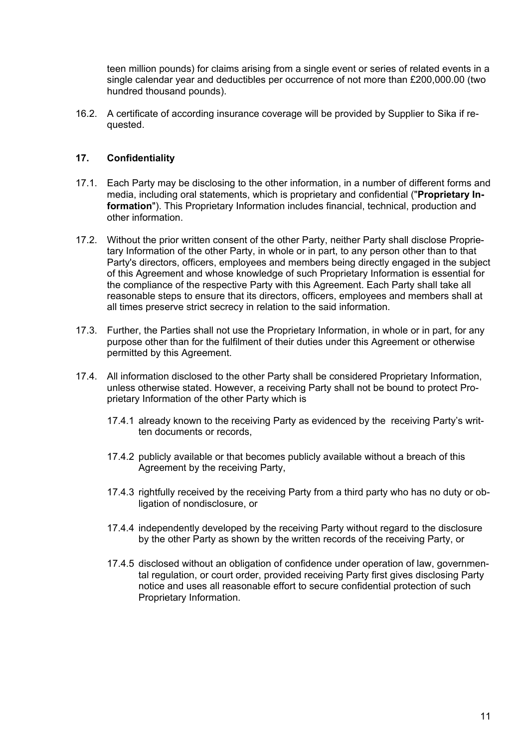teen million pounds) for claims arising from a single event or series of related events in a single calendar year and deductibles per occurrence of not more than £200,000.00 (two hundred thousand pounds).

16.2. A certificate of according insurance coverage will be provided by Supplier to Sika if requested.

## 17. Confidentiality

17.1. Each Party may be disclosing to the other information, in a number of different forms and media, including oral statements, which is proprietary and confidential ("**Proprietary Information**"). This Proprietary Information includes financial, technical, production and other information.

17.2. Without the prior written consent of the other Party, neither Party shall disclose Proprietary Information of the other Party, in whole or in part, to any person other than to that Party's directors, officers, employees and members being directly engaged in the subject of this Agreement and whose knowledge of such Proprietary Information is essential for the compliance of the respective Party with this Agreement. Each Party shall take all reasonable steps to ensure that its directors, officers, employees and members shall at all times preserve strict secrecy in relation to the said information.

17.3. Further, the Parties shall not use the Proprietary Information, in whole or in part, for any purpose other than for the fulfilment of their duties under this Agreement or otherwise permitted by this Agreement.

17.4. All information disclosed to the other Party shall be considered Proprietary Information, unless otherwise stated. However, a receiving Party shall not be bound to protect Proprietary Information of the other Party which is

17.4.1 already known to the receiving Party as evidenced by the receiving Party's written documents or records,

17.4.2 publicly available or that becomes publicly available without a breach of this Agreement by the receiving Party,

17.4.3 rightfully received by the receiving Party from a third party who has no duty or obligation of nondisclosure, or

17.4.4 independently developed by the receiving Party without regard to the disclosure by the other Party as shown by the written records of the receiving Party, or

17.4.5 disclosed without an obligation of confidence under operation of law, governmental regulation, or court order, provided receiving Party first gives disclosing Party notice and uses all reasonable effort to secure confidential protection of such Proprietary Information.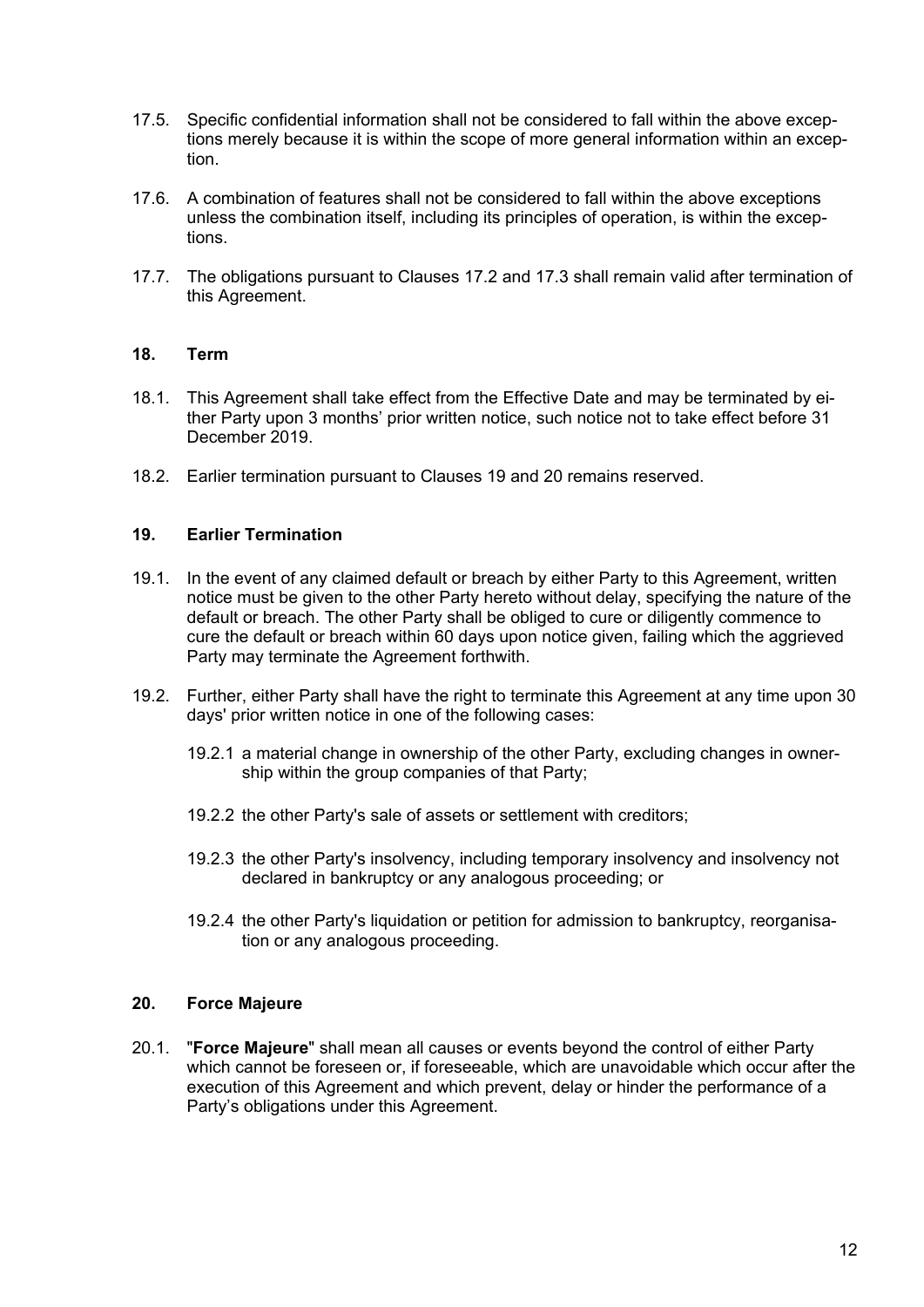17.5. Specific confidential information shall not be considered to fall within the above exceptions merely because it is within the scope of more general information within an exception.

17.6. A combination of features shall not be considered to fall within the above exceptions unless the combination itself, including its principles of operation, is within the exceptions.

17.7. The obligations pursuant to Clauses 17.2 and 17.3 shall remain valid after termination of this Agreement.

## 18. Term

18.1. This Agreement shall take effect from the Effective Date and may be terminated by either Party upon 3 months' prior written notice, such notice not to take effect before 31 December 2019.

18.2. Earlier termination pursuant to Clauses 19 and 20 remains reserved.

## 19. Earlier Termination

19.1. In the event of any claimed default or breach by either Party to this Agreement, written notice must be given to the other Party hereto without delay, specifying the nature of the default or breach. The other Party shall be obliged to cure or diligently commence to cure the default or breach within 60 days upon notice given, failing which the aggrieved Party may terminate the Agreement forthwith.

19.2. Further, either Party shall have the right to terminate this Agreement at any time upon 30 days' prior written notice in one of the following cases:

19.2.1 a material change in ownership of the other Party, excluding changes in ownership within the group companies of that Party;

19.2.2 the other Party's sale of assets or settlement with creditors;

19.2.3 the other Party's insolvency, including temporary insolvency and insolvency not declared in bankruptcy or any analogous proceeding; or

19.2.4 the other Party's liquidation or petition for admission to bankruptcy, reorganisation or any analogous proceeding.

## 20. Force Majeure

20.1. "**Force Majeure**" shall mean all causes or events beyond the control of either Party which cannot be foreseen or, if foreseeable, which are unavoidable which occur after the execution of this Agreement and which prevent, delay or hinder the performance of a Party's obligations under this Agreement.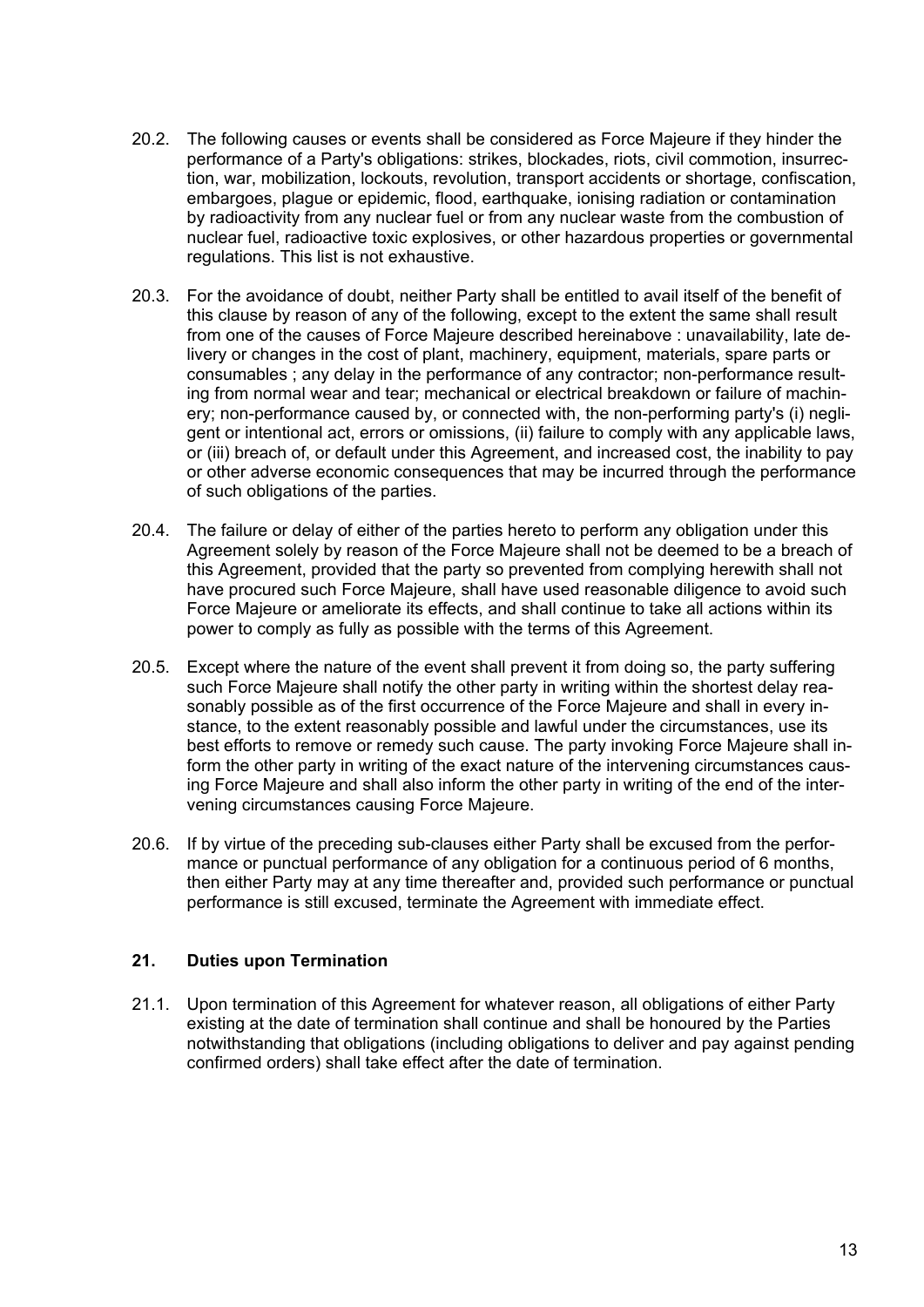20.2. The following causes or events shall be considered as Force Majeure if they hinder the performance of a Party's obligations: strikes, blockades, riots, civil commotion, insurrection, war, mobilization, lockouts, revolution, transport accidents or shortage, confiscation, embargoes, plague or epidemic, flood, earthquake, ionising radiation or contamination by radioactivity from any nuclear fuel or from any nuclear waste from the combustion of nuclear fuel, radioactive toxic explosives, or other hazardous properties or governmental regulations. This list is not exhaustive.

20.3. For the avoidance of doubt, neither Party shall be entitled to avail itself of the benefit of this clause by reason of any of the following, except to the extent the same shall result from one of the causes of Force Majeure described hereinabove : unavailability, late delivery or changes in the cost of plant, machinery, equipment, materials, spare parts or consumables ; any delay in the performance of any contractor; non-performance resulting from normal wear and tear; mechanical or electrical breakdown or failure of machinery; non-performance caused by, or connected with, the non-performing party's (i) negligent or intentional act, errors or omissions, (ii) failure to comply with any applicable laws, or (iii) breach of, or default under this Agreement, and increased cost, the inability to pay or other adverse economic consequences that may be incurred through the performance of such obligations of the parties.

20.4. The failure or delay of either of the parties hereto to perform any obligation under this Agreement solely by reason of the Force Majeure shall not be deemed to be a breach of this Agreement, provided that the party so prevented from complying herewith shall not have procured such Force Majeure, shall have used reasonable diligence to avoid such Force Majeure or ameliorate its effects, and shall continue to take all actions within its power to comply as fully as possible with the terms of this Agreement.

20.5. Except where the nature of the event shall prevent it from doing so, the party suffering such Force Majeure shall notify the other party in writing within the shortest delay reasonably possible as of the first occurrence of the Force Majeure and shall in every instance, to the extent reasonably possible and lawful under the circumstances, use its best efforts to remove or remedy such cause. The party invoking Force Majeure shall inform the other party in writing of the exact nature of the intervening circumstances causing Force Majeure and shall also inform the other party in writing of the end of the intervening circumstances causing Force Majeure.

20.6. If by virtue of the preceding sub-clauses either Party shall be excused from the performance or punctual performance of any obligation for a continuous period of 6 months, then either Party may at any time thereafter and, provided such performance or punctual performance is still excused, terminate the Agreement with immediate effect.

## 21. Duties upon Termination

21.1. Upon termination of this Agreement for whatever reason, all obligations of either Party existing at the date of termination shall continue and shall be honoured by the Parties notwithstanding that obligations (including obligations to deliver and pay against pending confirmed orders) shall take effect after the date of termination.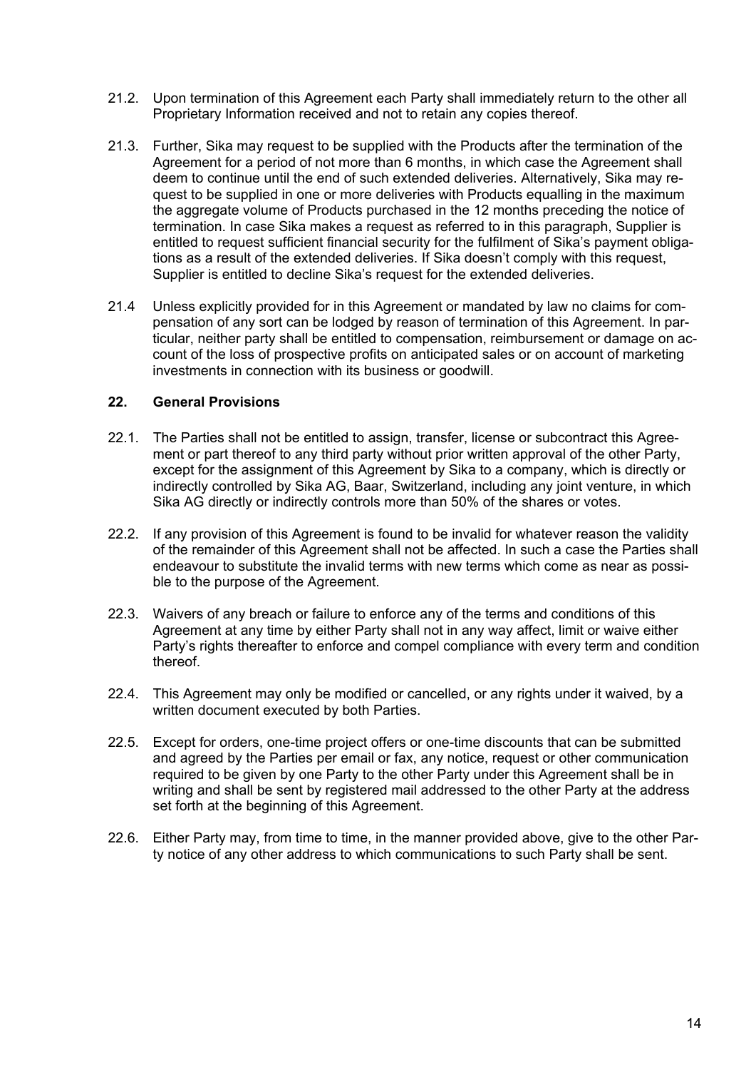21.2. Upon termination of this Agreement each Party shall immediately return to the other all Proprietary Information received and not to retain any copies thereof.

21.3. Further, Sika may request to be supplied with the Products after the termination of the Agreement for a period of not more than 6 months, in which case the Agreement shall deem to continue until the end of such extended deliveries. Alternatively, Sika may request to be supplied in one or more deliveries with Products equalling in the maximum the aggregate volume of Products purchased in the 12 months preceding the notice of termination. In case Sika makes a request as referred to in this paragraph, Supplier is entitled to request sufficient financial security for the fulfilment of Sika's payment obligations as a result of the extended deliveries. If Sika doesn't comply with this request, Supplier is entitled to decline Sika's request for the extended deliveries.

21.4 Unless explicitly provided for in this Agreement or mandated by law no claims for compensation of any sort can be lodged by reason of termination of this Agreement. In particular, neither party shall be entitled to compensation, reimbursement or damage on account of the loss of prospective profits on anticipated sales or on account of marketing investments in connection with its business or goodwill.

## 22. General Provisions

22.1. The Parties shall not be entitled to assign, transfer, license or subcontract this Agreement or part thereof to any third party without prior written approval of the other Party, except for the assignment of this Agreement by Sika to a company, which is directly or indirectly controlled by Sika AG, Baar, Switzerland, including any joint venture, in which Sika AG directly or indirectly controls more than 50% of the shares or votes.

22.2. If any provision of this Agreement is found to be invalid for whatever reason the validity of the remainder of this Agreement shall not be affected. In such a case the Parties shall endeavour to substitute the invalid terms with new terms which come as near as possible to the purpose of the Agreement.

22.3. Waivers of any breach or failure to enforce any of the terms and conditions of this Agreement at any time by either Party shall not in any way affect, limit or waive either Party's rights thereafter to enforce and compel compliance with every term and condition thereof.

22.4. This Agreement may only be modified or cancelled, or any rights under it waived, by a written document executed by both Parties.

22.5. Except for orders, one-time project offers or one-time discounts that can be submitted and agreed by the Parties per email or fax, any notice, request or other communication required to be given by one Party to the other Party under this Agreement shall be in writing and shall be sent by registered mail addressed to the other Party at the address set forth at the beginning of this Agreement.

22.6. Either Party may, from time to time, in the manner provided above, give to the other Party notice of any other address to which communications to such Party shall be sent.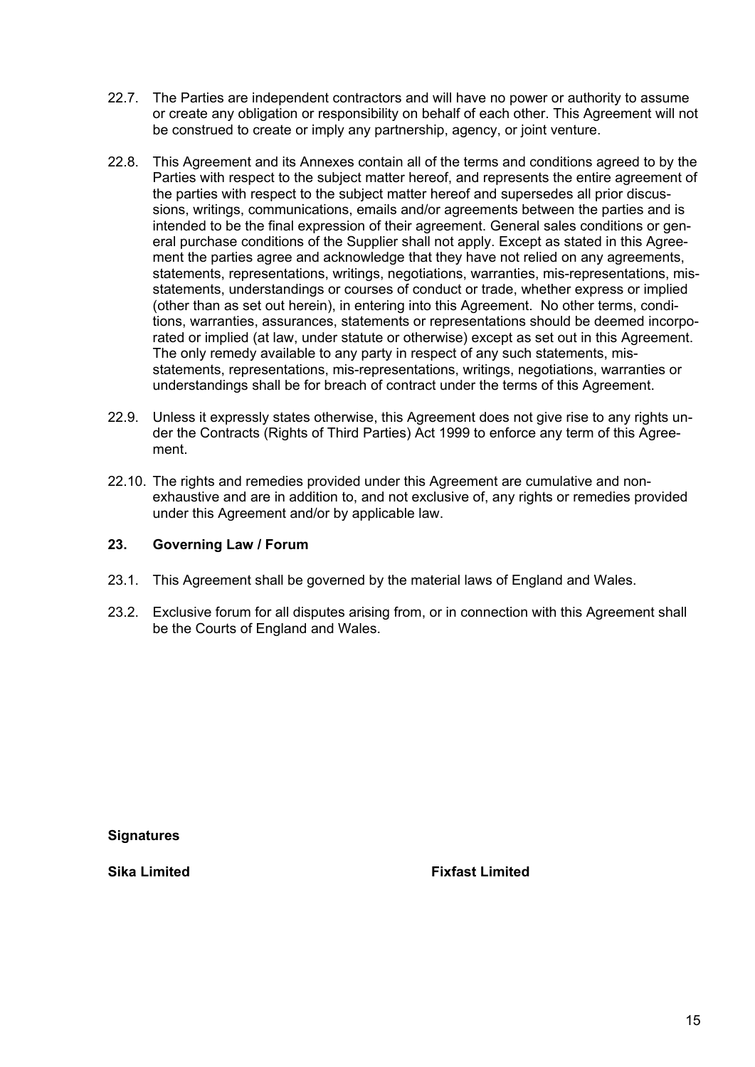22.7. The Parties are independent contractors and will have no power or authority to assume or create any obligation or responsibility on behalf of each other. This Agreement will not be construed to create or imply any partnership, agency, or joint venture.

22.8. This Agreement and its Annexes contain all of the terms and conditions agreed to by the Parties with respect to the subject matter hereof, and represents the entire agreement of the parties with respect to the subject matter hereof and supersedes all prior discussions, writings, communications, emails and/or agreements between the parties and is intended to be the final expression of their agreement. General sales conditions or general purchase conditions of the Supplier shall not apply. Except as stated in this Agreement the parties agree and acknowledge that they have not relied on any agreements, statements, representations, writings, negotiations, warranties, mis-representations, mis-statements, understandings or courses of conduct or trade, whether express or implied (other than as set out herein), in entering into this Agreement. No other terms, conditions, warranties, assurances, statements or representations should be deemed incorporated or implied (at law, under statute or otherwise) except as set out in this Agreement. The only remedy available to any party in respect of any such statements, mis-statements, representations, mis-representations, writings, negotiations, warranties or understandings shall be for breach of contract under the terms of this Agreement.

22.9. Unless it expressly states otherwise, this Agreement does not give rise to any rights under the Contracts (Rights of Third Parties) Act 1999 to enforce any term of this Agreement.

22.10. The rights and remedies provided under this Agreement are cumulative and non-exhaustive and are in addition to, and not exclusive of, any rights or remedies provided under this Agreement and/or by applicable law.

## 23. Governing Law / Forum

23.1. This Agreement shall be governed by the material laws of England and Wales.

23.2. Exclusive forum for all disputes arising from, or in connection with this Agreement shall be the Courts of England and Wales.

**Signatures**

**Sika Limited** **Fixfast Limited**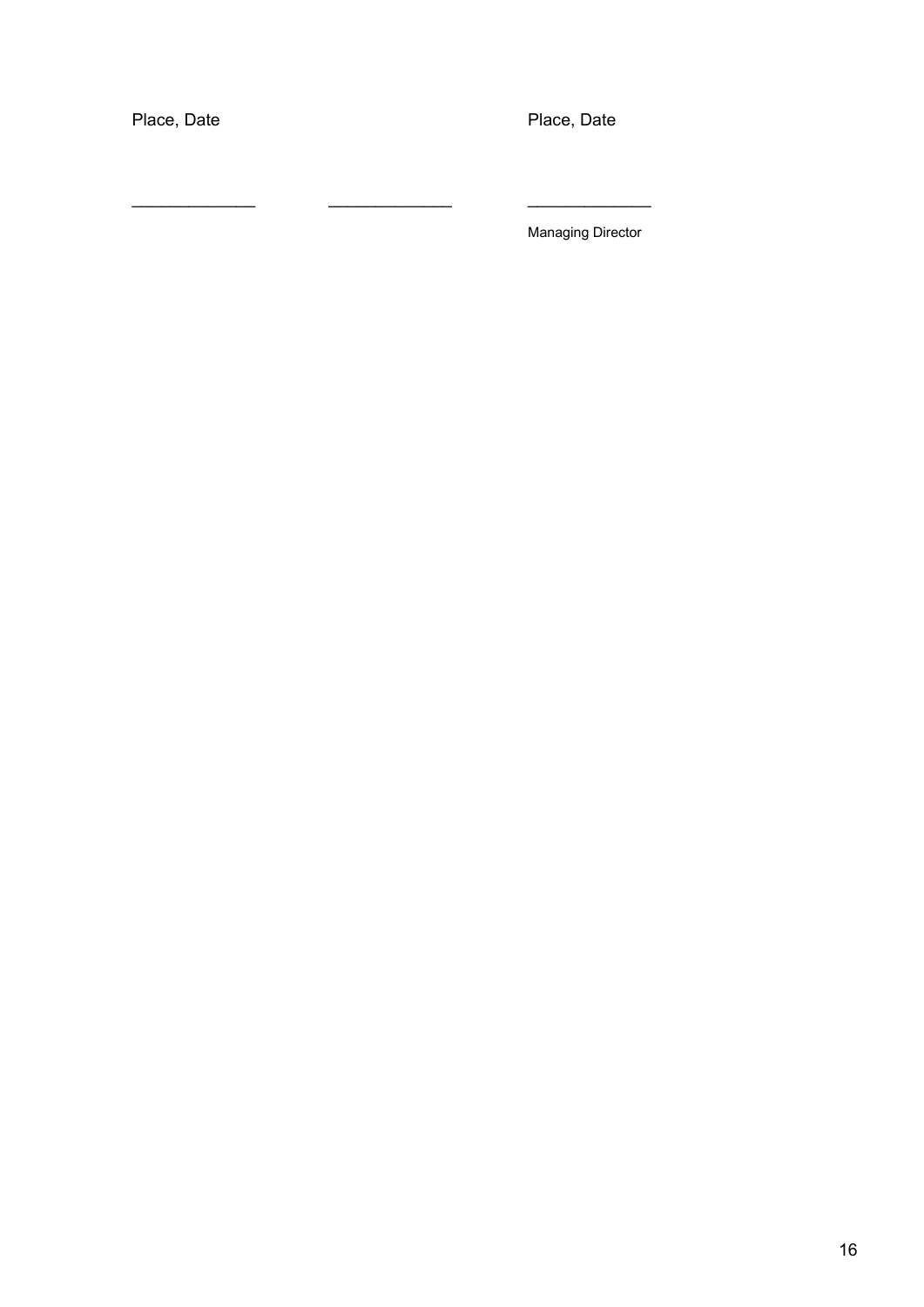| Place, Date | | Place, Date |
|---|---|---|
| | | |
| ______________ | ______________ | ______________ |
| | | Managing Director |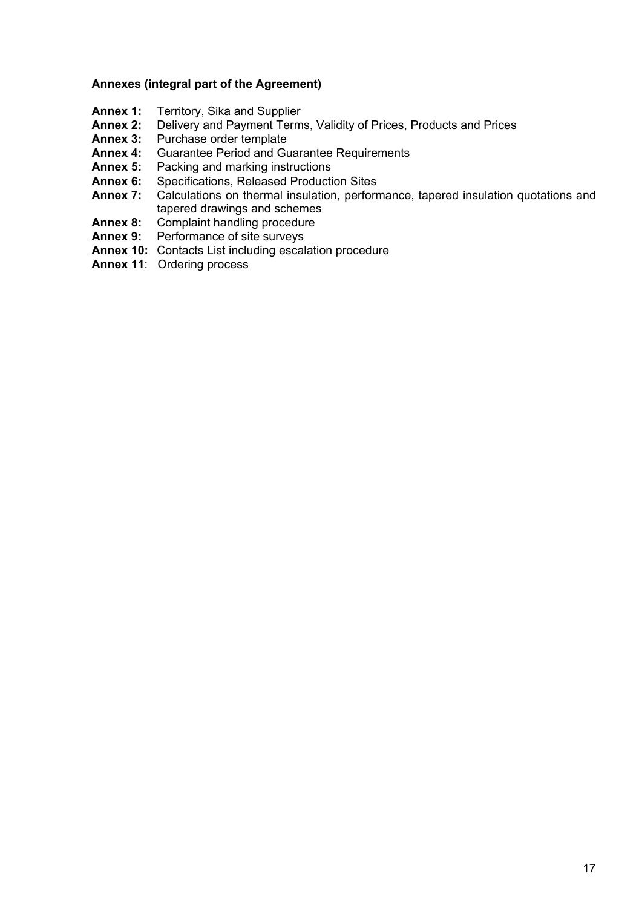**Annexes (integral part of the Agreement)**

**Annex 1:** Territory, Sika and Supplier
**Annex 2:** Delivery and Payment Terms, Validity of Prices, Products and Prices
**Annex 3:** Purchase order template
**Annex 4:** Guarantee Period and Guarantee Requirements
**Annex 5:** Packing and marking instructions
**Annex 6:** Specifications, Released Production Sites
**Annex 7:** Calculations on thermal insulation, performance, tapered insulation quotations and tapered drawings and schemes
**Annex 8:** Complaint handling procedure
**Annex 9:** Performance of site surveys
**Annex 10:** Contacts List including escalation procedure
**Annex 11**: Ordering process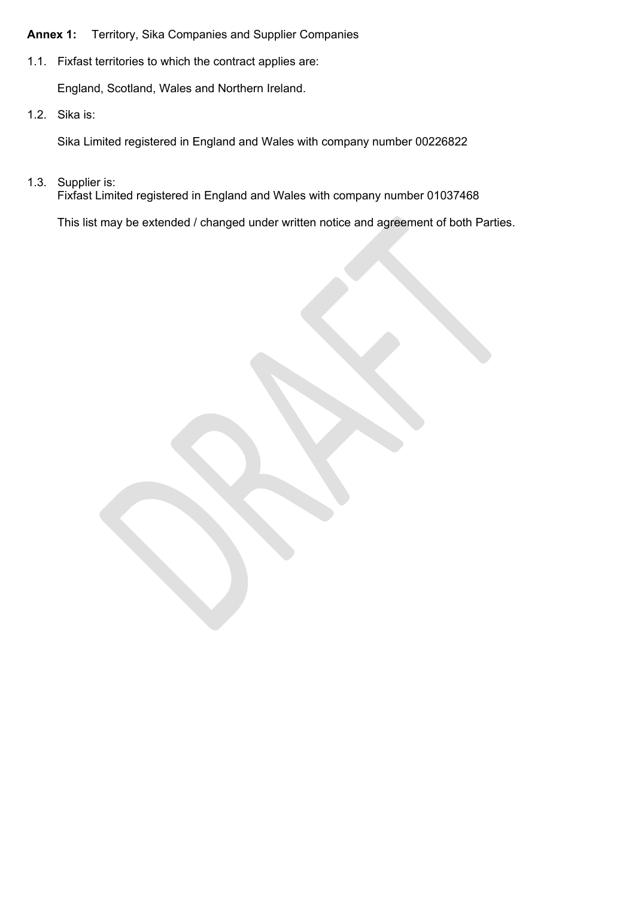**Annex 1:** Territory, Sika Companies and Supplier Companies

1.1. Fixfast territories to which the contract applies are:

England, Scotland, Wales and Northern Ireland.

1.2. Sika is:

Sika Limited registered in England and Wales with company number 00226822

1.3. Supplier is:
Fixfast Limited registered in England and Wales with company number 01037468

This list may be extended / changed under written notice and agreement of both Parties.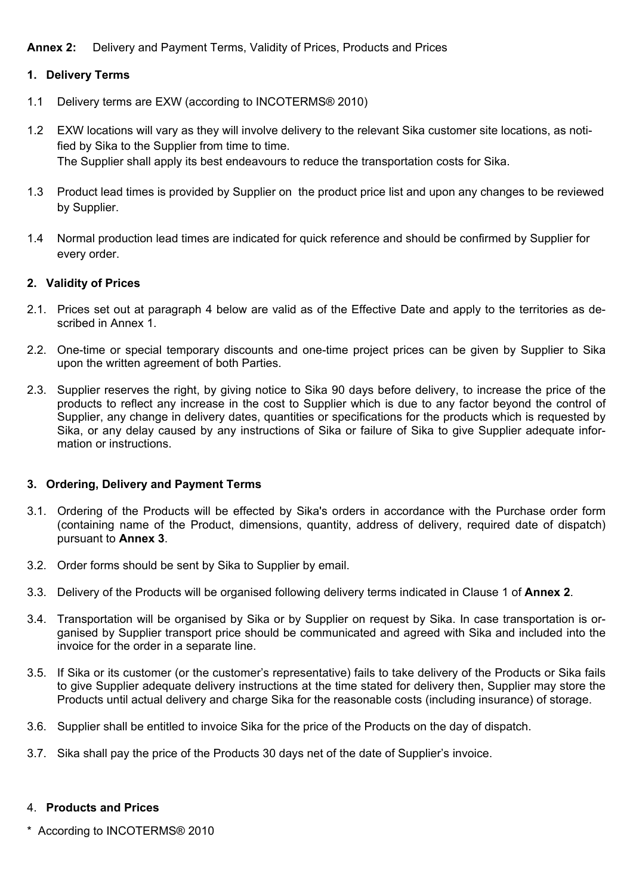**Annex 2:** Delivery and Payment Terms, Validity of Prices, Products and Prices

## 1. Delivery Terms

1.1 Delivery terms are EXW (according to INCOTERMS® 2010)

1.2 EXW locations will vary as they will involve delivery to the relevant Sika customer site locations, as notified by Sika to the Supplier from time to time.
The Supplier shall apply its best endeavours to reduce the transportation costs for Sika.

1.3 Product lead times is provided by Supplier on the product price list and upon any changes to be reviewed by Supplier.

1.4 Normal production lead times are indicated for quick reference and should be confirmed by Supplier for every order.

## 2. Validity of Prices

2.1. Prices set out at paragraph 4 below are valid as of the Effective Date and apply to the territories as described in Annex 1.

2.2. One-time or special temporary discounts and one-time project prices can be given by Supplier to Sika upon the written agreement of both Parties.

2.3. Supplier reserves the right, by giving notice to Sika 90 days before delivery, to increase the price of the products to reflect any increase in the cost to Supplier which is due to any factor beyond the control of Supplier, any change in delivery dates, quantities or specifications for the products which is requested by Sika, or any delay caused by any instructions of Sika or failure of Sika to give Supplier adequate information or instructions.

## 3. Ordering, Delivery and Payment Terms

3.1. Ordering of the Products will be effected by Sika's orders in accordance with the Purchase order form (containing name of the Product, dimensions, quantity, address of delivery, required date of dispatch) pursuant to **Annex 3**.

3.2. Order forms should be sent by Sika to Supplier by email.

3.3. Delivery of the Products will be organised following delivery terms indicated in Clause 1 of **Annex 2**.

3.4. Transportation will be organised by Sika or by Supplier on request by Sika. In case transportation is organised by Supplier transport price should be communicated and agreed with Sika and included into the invoice for the order in a separate line.

3.5. If Sika or its customer (or the customer's representative) fails to take delivery of the Products or Sika fails to give Supplier adequate delivery instructions at the time stated for delivery then, Supplier may store the Products until actual delivery and charge Sika for the reasonable costs (including insurance) of storage.

3.6. Supplier shall be entitled to invoice Sika for the price of the Products on the day of dispatch.

3.7. Sika shall pay the price of the Products 30 days net of the date of Supplier's invoice.

## 4. Products and Prices

\* According to INCOTERMS® 2010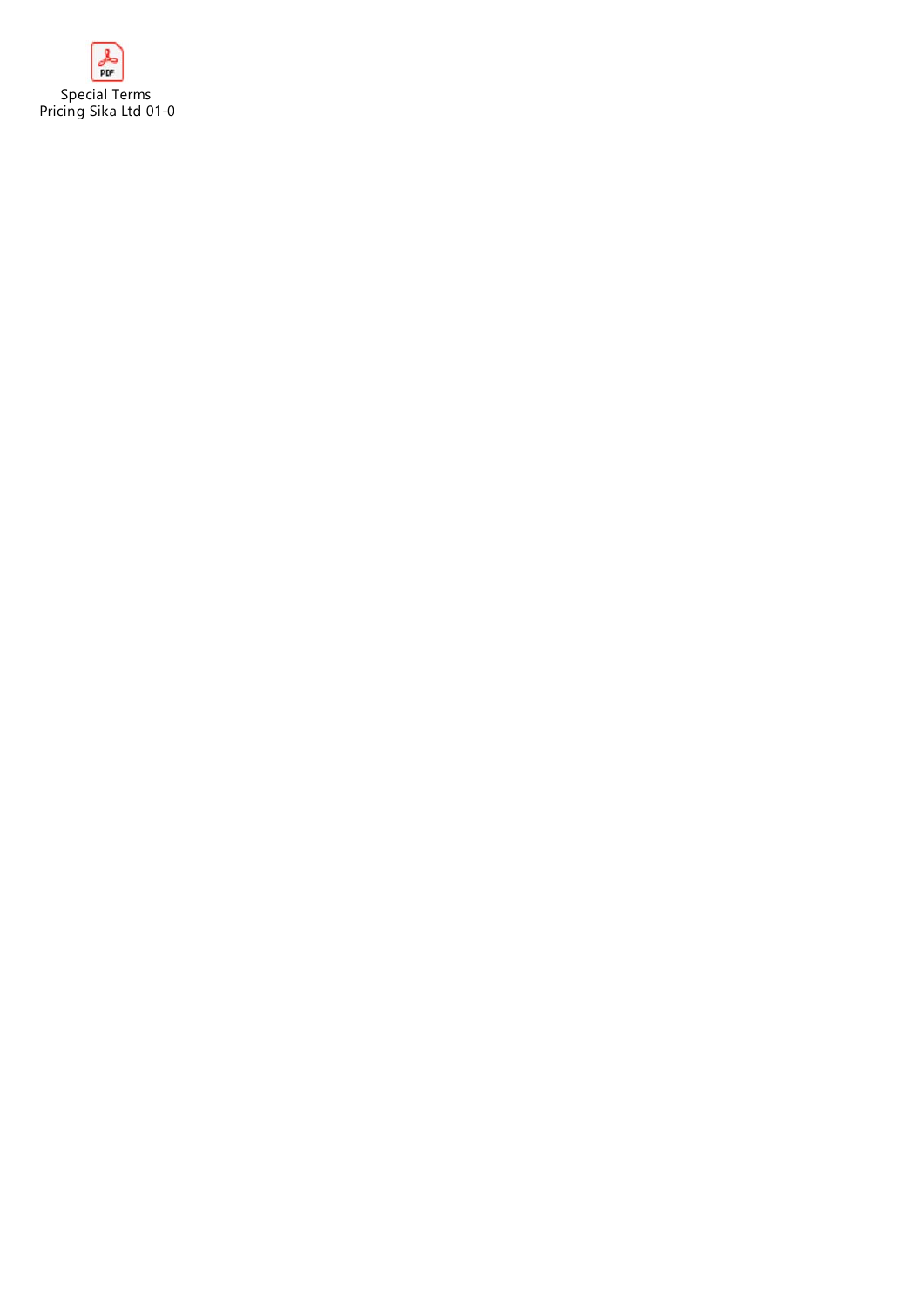Special Terms
Pricing Sika Ltd 01-0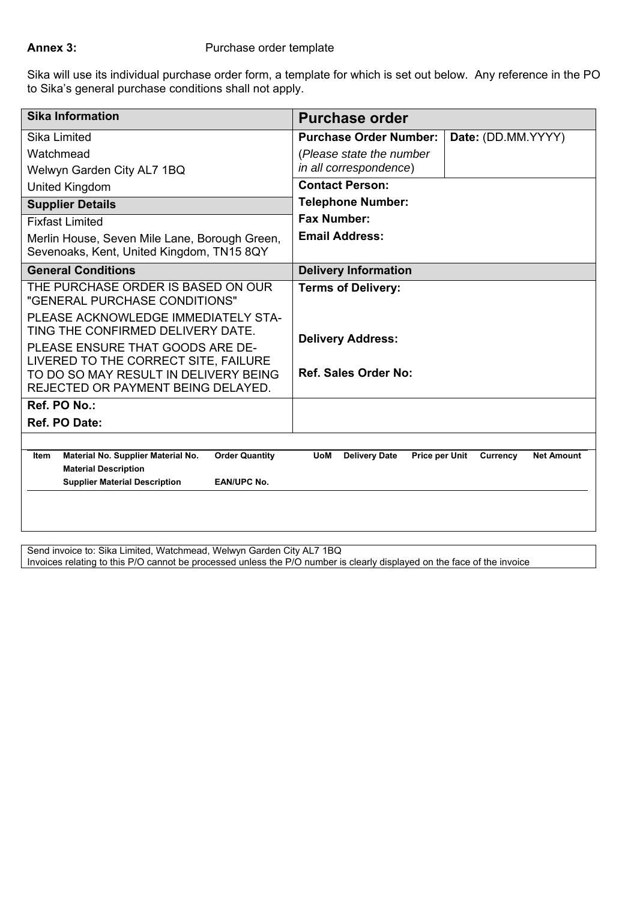**Annex 3:** Purchase order template

Sika will use its individual purchase order form, a template for which is set out below. Any reference in the PO to Sika's general purchase conditions shall not apply.

| **Sika Information** | **Purchase order** | |
|---|---|---|
| Sika Limited<br>Watchmead<br>Welwyn Garden City AL7 1BQ<br>United Kingdom | **Purchase Order Number:**<br>(*Please state the number in all correspondence*) | **Date:** (DD.MM.YYYY) |
| **Supplier Details** | **Contact Person:**<br>**Telephone Number:**<br>**Fax Number:**<br>**Email Address:** | |
| Fixfast Limited<br>Merlin House, Seven Mile Lane, Borough Green, Sevenoaks, Kent, United Kingdom, TN15 8QY | | |
| **General Conditions** | **Delivery Information** | |
| THE PURCHASE ORDER IS BASED ON OUR "GENERAL PURCHASE CONDITIONS"<br>PLEASE ACKNOWLEDGE IMMEDIATELY STATING THE CONFIRMED DELIVERY DATE.<br>PLEASE ENSURE THAT GOODS ARE DELIVERED TO THE CORRECT SITE, FAILURE TO DO SO MAY RESULT IN DELIVERY BEING REJECTED OR PAYMENT BEING DELAYED. | **Terms of Delivery:**<br><br>**Delivery Address:**<br><br>**Ref. Sales Order No:** | |
| **Ref. PO No.:**<br>**Ref. PO Date:** | | |

| Item | Material No. Supplier Material No.<br>Material Description<br>Supplier Material Description | Order Quantity<br><br>EAN/UPC No. | UoM | Delivery Date | Price per Unit | Currency | Net Amount |
|---|---|---|---|---|---|---|---|
| | | | | | | | |

Send invoice to: Sika Limited, Watchmead, Welwyn Garden City AL7 1BQ
Invoices relating to this P/O cannot be processed unless the P/O number is clearly displayed on the face of the invoice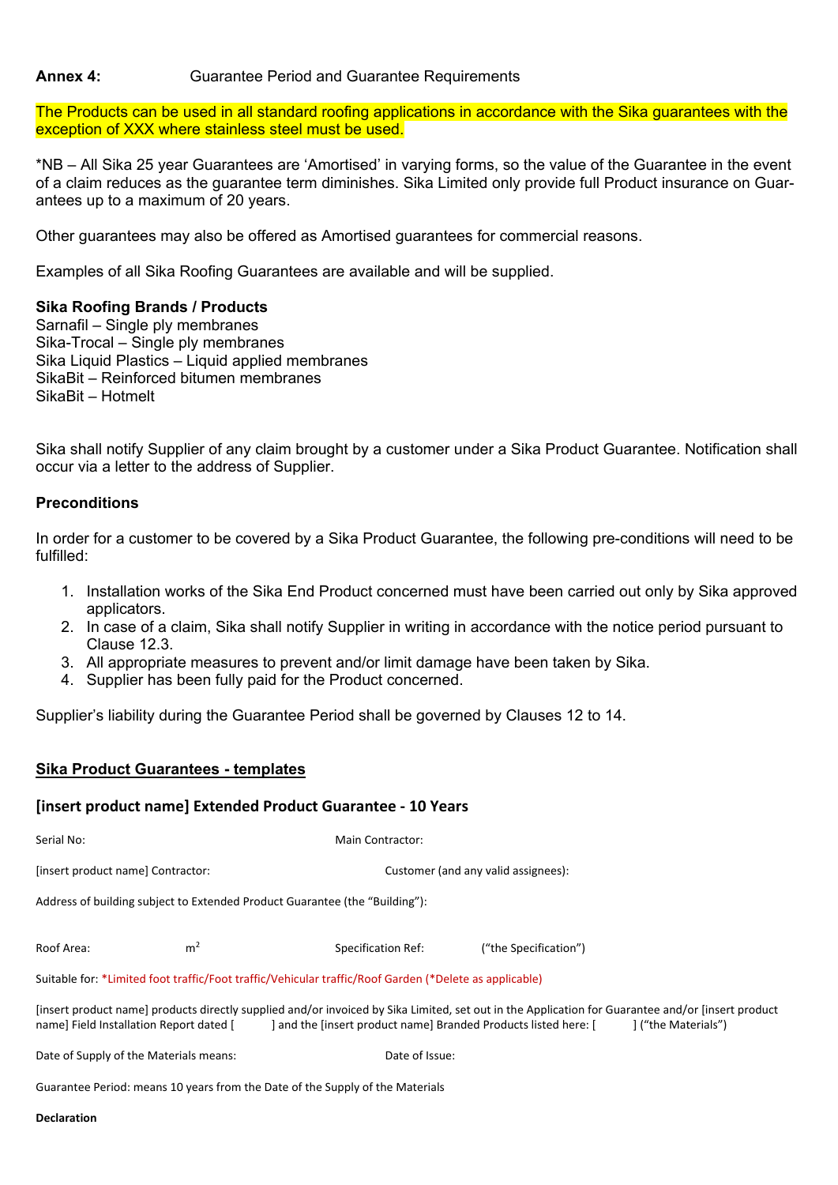**Annex 4:** Guarantee Period and Guarantee Requirements

The Products can be used in all standard roofing applications in accordance with the Sika guarantees with the exception of XXX where stainless steel must be used.

*NB – All Sika 25 year Guarantees are 'Amortised' in varying forms, so the value of the Guarantee in the event of a claim reduces as the guarantee term diminishes. Sika Limited only provide full Product insurance on Guarantees up to a maximum of 20 years.

Other guarantees may also be offered as Amortised guarantees for commercial reasons.

Examples of all Sika Roofing Guarantees are available and will be supplied.

**Sika Roofing Brands / Products**
Sarnafil – Single ply membranes
Sika-Trocal – Single ply membranes
Sika Liquid Plastics – Liquid applied membranes
SikaBit – Reinforced bitumen membranes
SikaBit – Hotmelt

Sika shall notify Supplier of any claim brought by a customer under a Sika Product Guarantee. Notification shall occur via a letter to the address of Supplier.

**Preconditions**

In order for a customer to be covered by a Sika Product Guarantee, the following pre-conditions will need to be fulfilled:

1. Installation works of the Sika End Product concerned must have been carried out only by Sika approved applicators.
2. In case of a claim, Sika shall notify Supplier in writing in accordance with the notice period pursuant to Clause 12.3.
3. All appropriate measures to prevent and/or limit damage have been taken by Sika.
4. Supplier has been fully paid for the Product concerned.

Supplier's liability during the Guarantee Period shall be governed by Clauses 12 to 14.

**Sika Product Guarantees - templates**

**[insert product name] Extended Product Guarantee - 10 Years**

Serial No: Main Contractor:

[insert product name] Contractor: Customer (and any valid assignees):

Address of building subject to Extended Product Guarantee (the "Building"):

Roof Area: $m^2$ Specification Ref: ("the Specification")

Suitable for: *Limited foot traffic/Foot traffic/Vehicular traffic/Roof Garden (*Delete as applicable)

[insert product name] products directly supplied and/or invoiced by Sika Limited, set out in the Application for Guarantee and/or [insert product name] Field Installation Report dated [ ] and the [insert product name] Branded Products listed here: [ ] ("the Materials")

Date of Supply of the Materials means: Date of Issue:

Guarantee Period: means 10 years from the Date of the Supply of the Materials

**Declaration**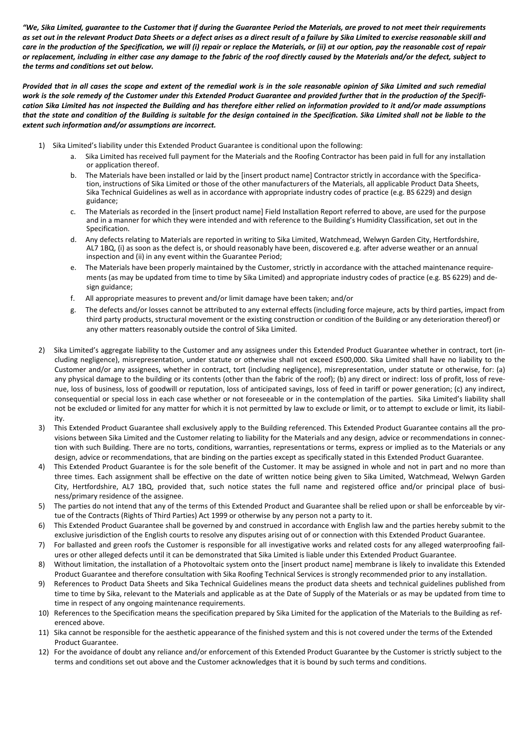***"We, Sika Limited, guarantee to the Customer that if during the Guarantee Period the Materials, are proved to not meet their requirements as set out in the relevant Product Data Sheets or a defect arises as a direct result of a failure by Sika Limited to exercise reasonable skill and care in the production of the Specification, we will (i) repair or replace the Materials, or (ii) at our option, pay the reasonable cost of repair or replacement, including in either case any damage to the fabric of the roof directly caused by the Materials and/or the defect, subject to the terms and conditions set out below.***

***Provided that in all cases the scope and extent of the remedial work is in the sole reasonable opinion of Sika Limited and such remedial work is the sole remedy of the Customer under this Extended Product Guarantee and provided further that in the production of the Specification Sika Limited has not inspected the Building and has therefore either relied on information provided to it and/or made assumptions that the state and condition of the Building is suitable for the design contained in the Specification. Sika Limited shall not be liable to the extent such information and/or assumptions are incorrect.***

1) Sika Limited's liability under this Extended Product Guarantee is conditional upon the following:
   a. Sika Limited has received full payment for the Materials and the Roofing Contractor has been paid in full for any installation or application thereof.
   b. The Materials have been installed or laid by the [insert product name] Contractor strictly in accordance with the Specification, instructions of Sika Limited or those of the other manufacturers of the Materials, all applicable Product Data Sheets, Sika Technical Guidelines as well as in accordance with appropriate industry codes of practice (e.g. BS 6229) and design guidance;
   c. The Materials as recorded in the [insert product name] Field Installation Report referred to above, are used for the purpose and in a manner for which they were intended and with reference to the Building's Humidity Classification, set out in the Specification.
   d. Any defects relating to Materials are reported in writing to Sika Limited, Watchmead, Welwyn Garden City, Hertfordshire, AL7 1BQ, (i) as soon as the defect is, or should reasonably have been, discovered e.g. after adverse weather or an annual inspection and (ii) in any event within the Guarantee Period;
   e. The Materials have been properly maintained by the Customer, strictly in accordance with the attached maintenance requirements (as may be updated from time to time by Sika Limited) and appropriate industry codes of practice (e.g. BS 6229) and design guidance;
   f. All appropriate measures to prevent and/or limit damage have been taken; and/or
   g. The defects and/or losses cannot be attributed to any external effects (including force majeure, acts by third parties, impact from third party products, structural movement or the existing construction or condition of the Building or any deterioration thereof) or any other matters reasonably outside the control of Sika Limited.
2) Sika Limited's aggregate liability to the Customer and any assignees under this Extended Product Guarantee whether in contract, tort (including negligence), misrepresentation, under statute or otherwise shall not exceed £500,000. Sika Limited shall have no liability to the Customer and/or any assignees, whether in contract, tort (including negligence), misrepresentation, under statute or otherwise, for: (a) any physical damage to the building or its contents (other than the fabric of the roof); (b) any direct or indirect: loss of profit, loss of revenue, loss of business, loss of goodwill or reputation, loss of anticipated savings, loss of feed in tariff or power generation; (c) any indirect, consequential or special loss in each case whether or not foreseeable or in the contemplation of the parties. Sika Limited's liability shall not be excluded or limited for any matter for which it is not permitted by law to exclude or limit, or to attempt to exclude or limit, its liability.
3) This Extended Product Guarantee shall exclusively apply to the Building referenced. This Extended Product Guarantee contains all the provisions between Sika Limited and the Customer relating to liability for the Materials and any design, advice or recommendations in connection with such Building. There are no torts, conditions, warranties, representations or terms, express or implied as to the Materials or any design, advice or recommendations, that are binding on the parties except as specifically stated in this Extended Product Guarantee.
4) This Extended Product Guarantee is for the sole benefit of the Customer. It may be assigned in whole and not in part and no more than three times. Each assignment shall be effective on the date of written notice being given to Sika Limited, Watchmead, Welwyn Garden City, Hertfordshire, AL7 1BQ, provided that, such notice states the full name and registered office and/or principal place of business/primary residence of the assignee.
5) The parties do not intend that any of the terms of this Extended Product and Guarantee shall be relied upon or shall be enforceable by virtue of the Contracts (Rights of Third Parties) Act 1999 or otherwise by any person not a party to it.
6) This Extended Product Guarantee shall be governed by and construed in accordance with English law and the parties hereby submit to the exclusive jurisdiction of the English courts to resolve any disputes arising out of or in connection with this Extended Product Guarantee.
7) For ballasted and green roofs the Customer is responsible for all investigative works and related costs for any alleged waterproofing failures or other alleged defects until it can be demonstrated that Sika Limited is liable under this Extended Product Guarantee.
8) Without limitation, the installation of a Photovoltaic system onto the [insert product name] membrane is likely to invalidate this Extended Product Guarantee and therefore consultation with Sika Roofing Technical Services is strongly recommended prior to any installation.
9) References to Product Data Sheets and Sika Technical Guidelines means the product data sheets and technical guidelines published from time to time by Sika, relevant to the Materials and applicable as at the Date of Supply of the Materials or as may be updated from time to time in respect of any ongoing maintenance requirements.
10) References to the Specification means the specification prepared by Sika Limited for the application of the Materials to the Building as referenced above.
11) Sika cannot be responsible for the aesthetic appearance of the finished system and this is not covered under the terms of the Extended Product Guarantee.
12) For the avoidance of doubt any reliance and/or enforcement of this Extended Product Guarantee by the Customer is strictly subject to the terms and conditions set out above and the Customer acknowledges that it is bound by such terms and conditions.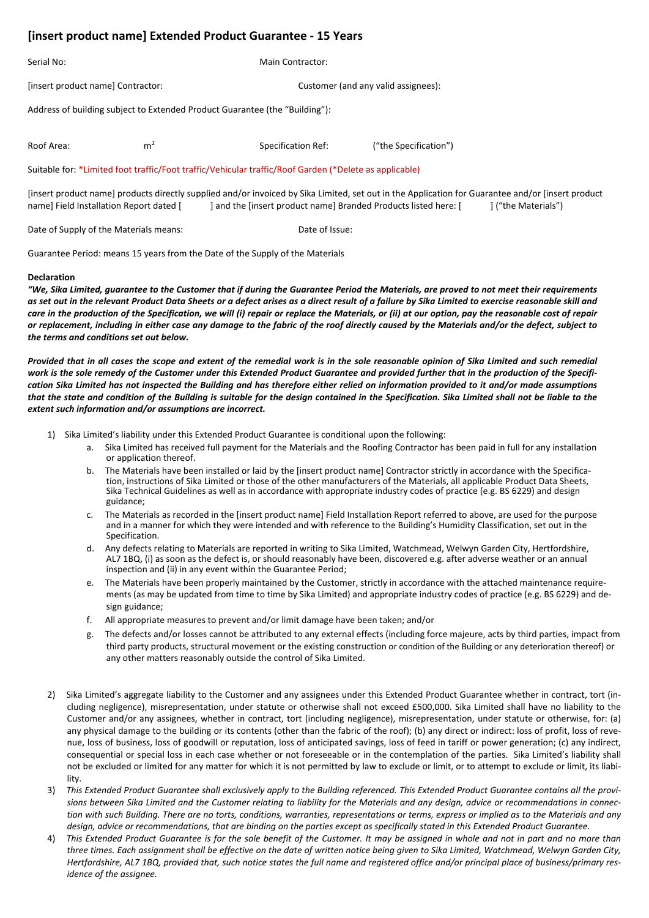## [insert product name] Extended Product Guarantee - 15 Years

Serial No: Main Contractor:

[insert product name] Contractor: Customer (and any valid assignees):

Address of building subject to Extended Product Guarantee (the "Building"):

Roof Area: $m^2$ Specification Ref: ("the Specification")

Suitable for: *Limited foot traffic/Foot traffic/Vehicular traffic/Roof Garden (*Delete as applicable)

[insert product name] products directly supplied and/or invoiced by Sika Limited, set out in the Application for Guarantee and/or [insert product name] Field Installation Report dated [ ] and the [insert product name] Branded Products listed here: [ ] ("the Materials")

Date of Supply of the Materials means: Date of Issue:

Guarantee Period: means 15 years from the Date of the Supply of the Materials

**Declaration**

***"We, Sika Limited, guarantee to the Customer that if during the Guarantee Period the Materials, are proved to not meet their requirements as set out in the relevant Product Data Sheets or a defect arises as a direct result of a failure by Sika Limited to exercise reasonable skill and care in the production of the Specification, we will (i) repair or replace the Materials, or (ii) at our option, pay the reasonable cost of repair or replacement, including in either case any damage to the fabric of the roof directly caused by the Materials and/or the defect, subject to the terms and conditions set out below.***

***Provided that in all cases the scope and extent of the remedial work is in the sole reasonable opinion of Sika Limited and such remedial work is the sole remedy of the Customer under this Extended Product Guarantee and provided further that in the production of the Specification Sika Limited has not inspected the Building and has therefore either relied on information provided to it and/or made assumptions that the state and condition of the Building is suitable for the design contained in the Specification. Sika Limited shall not be liable to the extent such information and/or assumptions are incorrect.***

1) Sika Limited's liability under this Extended Product Guarantee is conditional upon the following:
   a. Sika Limited has received full payment for the Materials and the Roofing Contractor has been paid in full for any installation or application thereof.
   b. The Materials have been installed or laid by the [insert product name] Contractor strictly in accordance with the Specification, instructions of Sika Limited or those of the other manufacturers of the Materials, all applicable Product Data Sheets, Sika Technical Guidelines as well as in accordance with appropriate industry codes of practice (e.g. BS 6229) and design guidance;
   c. The Materials as recorded in the [insert product name] Field Installation Report referred to above, are used for the purpose and in a manner for which they were intended and with reference to the Building's Humidity Classification, set out in the Specification.
   d. Any defects relating to Materials are reported in writing to Sika Limited, Watchmead, Welwyn Garden City, Hertfordshire, AL7 1BQ, (i) as soon as the defect is, or should reasonably have been, discovered e.g. after adverse weather or an annual inspection and (ii) in any event within the Guarantee Period;
   e. The Materials have been properly maintained by the Customer, strictly in accordance with the attached maintenance requirements (as may be updated from time to time by Sika Limited) and appropriate industry codes of practice (e.g. BS 6229) and design guidance;
   f. All appropriate measures to prevent and/or limit damage have been taken; and/or
   g. The defects and/or losses cannot be attributed to any external effects (including force majeure, acts by third parties, impact from third party products, structural movement or the existing construction or condition of the Building or any deterioration thereof) or any other matters reasonably outside the control of Sika Limited.

2) Sika Limited's aggregate liability to the Customer and any assignees under this Extended Product Guarantee whether in contract, tort (including negligence), misrepresentation, under statute or otherwise shall not exceed £500,000. Sika Limited shall have no liability to the Customer and/or any assignees, whether in contract, tort (including negligence), misrepresentation, under statute or otherwise, for: (a) any physical damage to the building or its contents (other than the fabric of the roof); (b) any direct or indirect: loss of profit, loss of revenue, loss of business, loss of goodwill or reputation, loss of anticipated savings, loss of feed in tariff or power generation; (c) any indirect, consequential or special loss in each case whether or not foreseeable or in the contemplation of the parties. Sika Limited's liability shall not be excluded or limited for any matter for which it is not permitted by law to exclude or limit, or to attempt to exclude or limit, its liability.

3) *This Extended Product Guarantee shall exclusively apply to the Building referenced. This Extended Product Guarantee contains all the provisions between Sika Limited and the Customer relating to liability for the Materials and any design, advice or recommendations in connection with such Building. There are no torts, conditions, warranties, representations or terms, express or implied as to the Materials and any design, advice or recommendations, that are binding on the parties except as specifically stated in this Extended Product Guarantee.*

4) *This Extended Product Guarantee is for the sole benefit of the Customer. It may be assigned in whole and not in part and no more than three times. Each assignment shall be effective on the date of written notice being given to Sika Limited, Watchmead, Welwyn Garden City, Hertfordshire, AL7 1BQ, provided that, such notice states the full name and registered office and/or principal place of business/primary residence of the assignee.*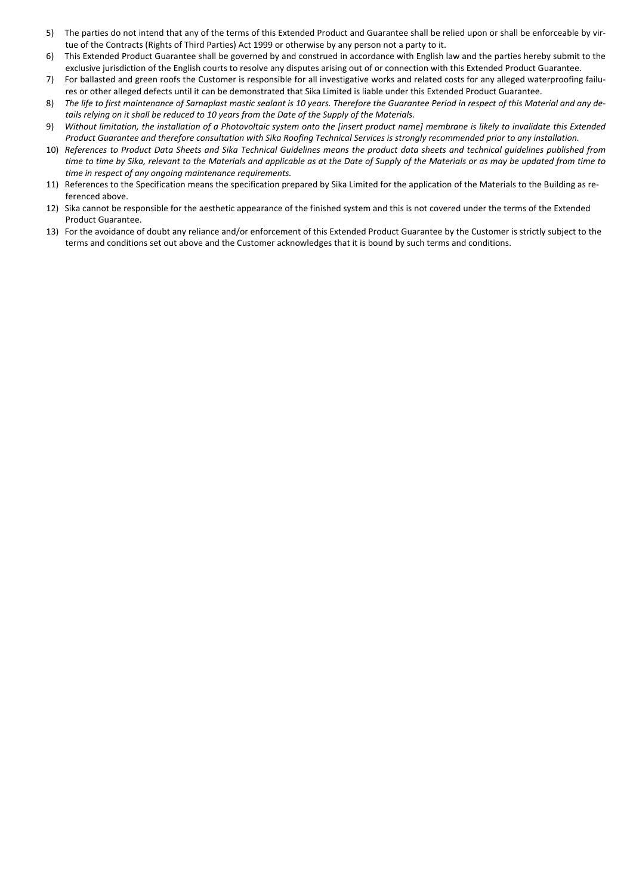5) The parties do not intend that any of the terms of this Extended Product and Guarantee shall be relied upon or shall be enforceable by virtue of the Contracts (Rights of Third Parties) Act 1999 or otherwise by any person not a party to it.
6) This Extended Product Guarantee shall be governed by and construed in accordance with English law and the parties hereby submit to the exclusive jurisdiction of the English courts to resolve any disputes arising out of or connection with this Extended Product Guarantee.
7) For ballasted and green roofs the Customer is responsible for all investigative works and related costs for any alleged waterproofing failures or other alleged defects until it can be demonstrated that Sika Limited is liable under this Extended Product Guarantee.
8) *The life to first maintenance of Sarnaplast mastic sealant is 10 years. Therefore the Guarantee Period in respect of this Material and any details relying on it shall be reduced to 10 years from the Date of the Supply of the Materials.*
9) *Without limitation, the installation of a Photovoltaic system onto the [insert product name] membrane is likely to invalidate this Extended Product Guarantee and therefore consultation with Sika Roofing Technical Services is strongly recommended prior to any installation.*
10) *References to Product Data Sheets and Sika Technical Guidelines means the product data sheets and technical guidelines published from time to time by Sika, relevant to the Materials and applicable as at the Date of Supply of the Materials or as may be updated from time to time in respect of any ongoing maintenance requirements.*
11) References to the Specification means the specification prepared by Sika Limited for the application of the Materials to the Building as referenced above.
12) Sika cannot be responsible for the aesthetic appearance of the finished system and this is not covered under the terms of the Extended Product Guarantee.
13) For the avoidance of doubt any reliance and/or enforcement of this Extended Product Guarantee by the Customer is strictly subject to the terms and conditions set out above and the Customer acknowledges that it is bound by such terms and conditions.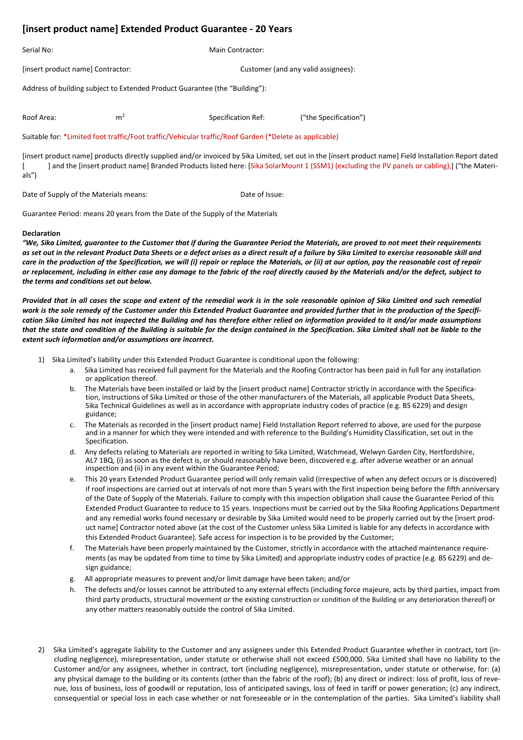## [insert product name] Extended Product Guarantee - 20 Years

Serial No: Main Contractor:

[insert product name] Contractor: Customer (and any valid assignees):

Address of building subject to Extended Product Guarantee (the "Building"):

Roof Area: m$^2$ Specification Ref: ("the Specification")

Suitable for: *Limited foot traffic/Foot traffic/Vehicular traffic/Roof Garden (*Delete as applicable)

[insert product name] products directly supplied and/or invoiced by Sika Limited, set out in the [insert product name] Field Installation Report dated [ ] and the [insert product name] Branded Products listed here: [Sika SolarMount 1 (SSM1) (excluding the PV panels or cabling),] ("the Materials")

Date of Supply of the Materials means: Date of Issue:

Guarantee Period: means 20 years from the Date of the Supply of the Materials

**Declaration**

***"We, Sika Limited, guarantee to the Customer that if during the Guarantee Period the Materials, are proved to not meet their requirements as set out in the relevant Product Data Sheets or a defect arises as a direct result of a failure by Sika Limited to exercise reasonable skill and care in the production of the Specification, we will (i) repair or replace the Materials, or (ii) at our option, pay the reasonable cost of repair or replacement, including in either case any damage to the fabric of the roof directly caused by the Materials and/or the defect, subject to the terms and conditions set out below.***

***Provided that in all cases the scope and extent of the remedial work is in the sole reasonable opinion of Sika Limited and such remedial work is the sole remedy of the Customer under this Extended Product Guarantee and provided further that in the production of the Specification Sika Limited has not inspected the Building and has therefore either relied on information provided to it and/or made assumptions that the state and condition of the Building is suitable for the design contained in the Specification. Sika Limited shall not be liable to the extent such information and/or assumptions are incorrect.***

1) Sika Limited's liability under this Extended Product Guarantee is conditional upon the following:
   a. Sika Limited has received full payment for the Materials and the Roofing Contractor has been paid in full for any installation or application thereof.
   b. The Materials have been installed or laid by the [insert product name] Contractor strictly in accordance with the Specification, instructions of Sika Limited or those of the other manufacturers of the Materials, all applicable Product Data Sheets, Sika Technical Guidelines as well as in accordance with appropriate industry codes of practice (e.g. BS 6229) and design guidance;
   c. The Materials as recorded in the [insert product name] Field Installation Report referred to above, are used for the purpose and in a manner for which they were intended and with reference to the Building's Humidity Classification, set out in the Specification.
   d. Any defects relating to Materials are reported in writing to Sika Limited, Watchmead, Welwyn Garden City, Hertfordshire, AL7 1BQ, (i) as soon as the defect is, or should reasonably have been, discovered e.g. after adverse weather or an annual inspection and (ii) in any event within the Guarantee Period;
   e. This 20 years Extended Product Guarantee period will only remain valid (irrespective of when any defect occurs or is discovered) if roof inspections are carried out at intervals of not more than 5 years with the first inspection being before the fifth anniversary of the Date of Supply of the Materials. Failure to comply with this inspection obligation shall cause the Guarantee Period of this Extended Product Guarantee to reduce to 15 years. Inspections must be carried out by the Sika Roofing Applications Department and any remedial works found necessary or desirable by Sika Limited would need to be properly carried out by the [insert product name] Contractor noted above (at the cost of the Customer unless Sika Limited is liable for any defects in accordance with this Extended Product Guarantee). Safe access for inspection is to be provided by the Customer;
   f. The Materials have been properly maintained by the Customer, strictly in accordance with the attached maintenance requirements (as may be updated from time to time by Sika Limited) and appropriate industry codes of practice (e.g. BS 6229) and design guidance;
   g. All appropriate measures to prevent and/or limit damage have been taken; and/or
   h. The defects and/or losses cannot be attributed to any external effects (including force majeure, acts by third parties, impact from third party products, structural movement or the existing construction or condition of the Building or any deterioration thereof) or any other matters reasonably outside the control of Sika Limited.

2) Sika Limited's aggregate liability to the Customer and any assignees under this Extended Product Guarantee whether in contract, tort (including negligence), misrepresentation, under statute or otherwise shall not exceed £500,000. Sika Limited shall have no liability to the Customer and/or any assignees, whether in contract, tort (including negligence), misrepresentation, under statute or otherwise, for: (a) any physical damage to the building or its contents (other than the fabric of the roof); (b) any direct or indirect: loss of profit, loss of revenue, loss of business, loss of goodwill or reputation, loss of anticipated savings, loss of feed in tariff or power generation; (c) any indirect, consequential or special loss in each case whether or not foreseeable or in the contemplation of the parties. Sika Limited's liability shall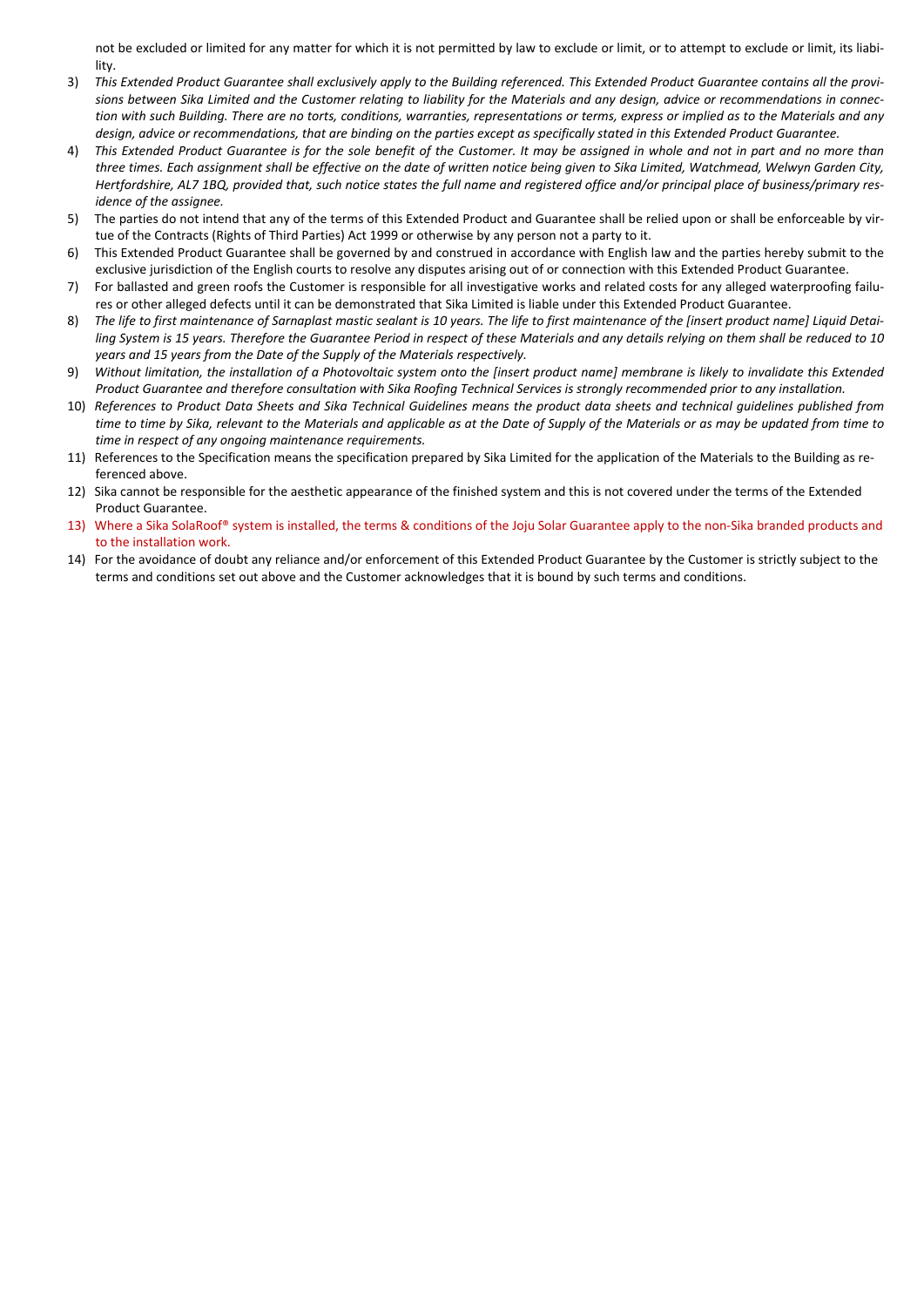not be excluded or limited for any matter for which it is not permitted by law to exclude or limit, or to attempt to exclude or limit, its liability.

3) *This Extended Product Guarantee shall exclusively apply to the Building referenced. This Extended Product Guarantee contains all the provisions between Sika Limited and the Customer relating to liability for the Materials and any design, advice or recommendations in connection with such Building. There are no torts, conditions, warranties, representations or terms, express or implied as to the Materials and any design, advice or recommendations, that are binding on the parties except as specifically stated in this Extended Product Guarantee.*
4) *This Extended Product Guarantee is for the sole benefit of the Customer. It may be assigned in whole and not in part and no more than three times. Each assignment shall be effective on the date of written notice being given to Sika Limited, Watchmead, Welwyn Garden City, Hertfordshire, AL7 1BQ, provided that, such notice states the full name and registered office and/or principal place of business/primary residence of the assignee.*
5) The parties do not intend that any of the terms of this Extended Product and Guarantee shall be relied upon or shall be enforceable by virtue of the Contracts (Rights of Third Parties) Act 1999 or otherwise by any person not a party to it.
6) This Extended Product Guarantee shall be governed by and construed in accordance with English law and the parties hereby submit to the exclusive jurisdiction of the English courts to resolve any disputes arising out of or connection with this Extended Product Guarantee.
7) For ballasted and green roofs the Customer is responsible for all investigative works and related costs for any alleged waterproofing failures or other alleged defects until it can be demonstrated that Sika Limited is liable under this Extended Product Guarantee.
8) *The life to first maintenance of Sarnaplast mastic sealant is 10 years. The life to first maintenance of the [insert product name] Liquid Detailing System is 15 years. Therefore the Guarantee Period in respect of these Materials and any details relying on them shall be reduced to 10 years and 15 years from the Date of the Supply of the Materials respectively.*
9) *Without limitation, the installation of a Photovoltaic system onto the [insert product name] membrane is likely to invalidate this Extended Product Guarantee and therefore consultation with Sika Roofing Technical Services is strongly recommended prior to any installation.*
10) *References to Product Data Sheets and Sika Technical Guidelines means the product data sheets and technical guidelines published from time to time by Sika, relevant to the Materials and applicable as at the Date of Supply of the Materials or as may be updated from time to time in respect of any ongoing maintenance requirements.*
11) References to the Specification means the specification prepared by Sika Limited for the application of the Materials to the Building as referenced above.
12) Sika cannot be responsible for the aesthetic appearance of the finished system and this is not covered under the terms of the Extended Product Guarantee.
13) Where a Sika SolaRoof® system is installed, the terms & conditions of the Joju Solar Guarantee apply to the non-Sika branded products and to the installation work.
14) For the avoidance of doubt any reliance and/or enforcement of this Extended Product Guarantee by the Customer is strictly subject to the terms and conditions set out above and the Customer acknowledges that it is bound by such terms and conditions.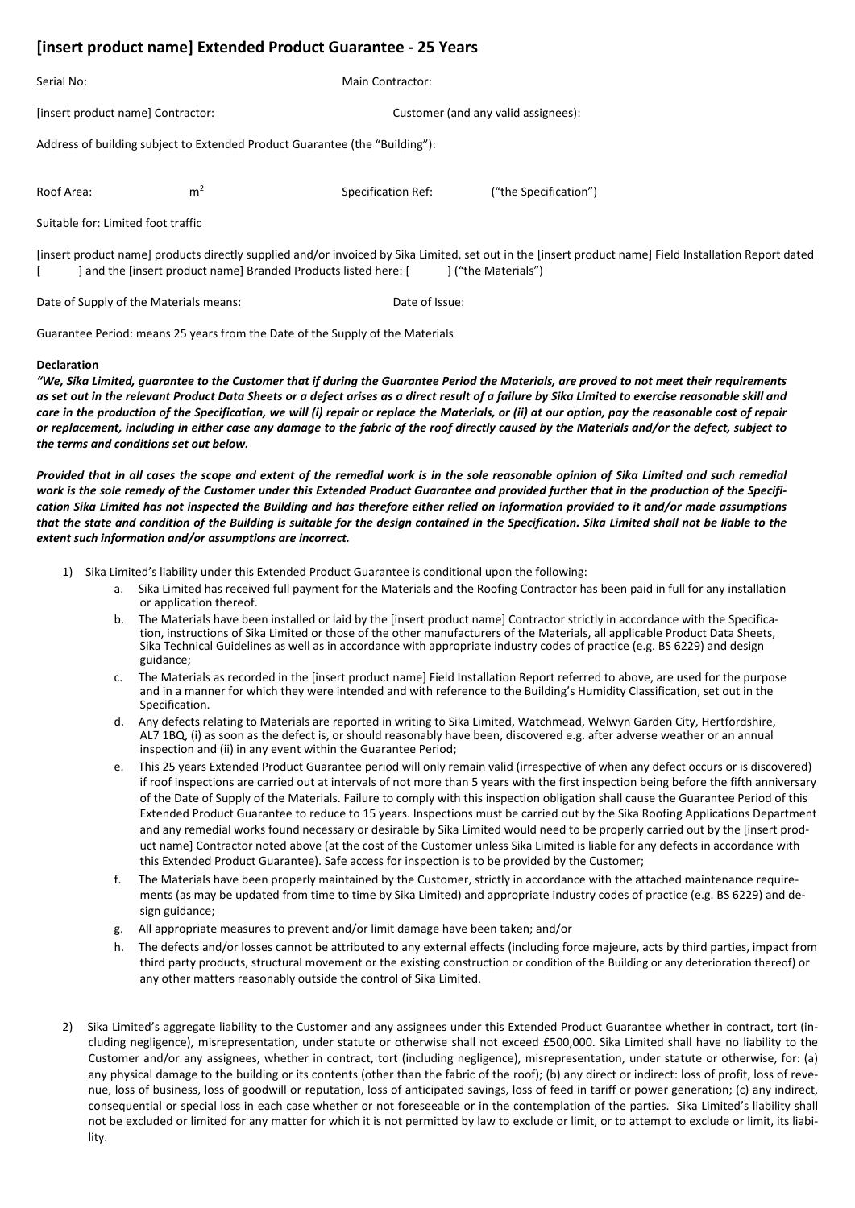## [insert product name] Extended Product Guarantee - 25 Years

Serial No: Main Contractor:

[insert product name] Contractor: Customer (and any valid assignees):

Address of building subject to Extended Product Guarantee (the "Building"):

Roof Area: $m^2$ Specification Ref: ("the Specification")

Suitable for: Limited foot traffic

[insert product name] products directly supplied and/or invoiced by Sika Limited, set out in the [insert product name] Field Installation Report dated [ ] and the [insert product name] Branded Products listed here: [ ] ("the Materials")

Date of Supply of the Materials means: Date of Issue:

Guarantee Period: means 25 years from the Date of the Supply of the Materials

**Declaration**

***"We, Sika Limited, guarantee to the Customer that if during the Guarantee Period the Materials, are proved to not meet their requirements as set out in the relevant Product Data Sheets or a defect arises as a direct result of a failure by Sika Limited to exercise reasonable skill and care in the production of the Specification, we will (i) repair or replace the Materials, or (ii) at our option, pay the reasonable cost of repair or replacement, including in either case any damage to the fabric of the roof directly caused by the Materials and/or the defect, subject to the terms and conditions set out below.***

***Provided that in all cases the scope and extent of the remedial work is in the sole reasonable opinion of Sika Limited and such remedial work is the sole remedy of the Customer under this Extended Product Guarantee and provided further that in the production of the Specification Sika Limited has not inspected the Building and has therefore either relied on information provided to it and/or made assumptions that the state and condition of the Building is suitable for the design contained in the Specification. Sika Limited shall not be liable to the extent such information and/or assumptions are incorrect.***

1) Sika Limited's liability under this Extended Product Guarantee is conditional upon the following:
   a. Sika Limited has received full payment for the Materials and the Roofing Contractor has been paid in full for any installation or application thereof.
   b. The Materials have been installed or laid by the [insert product name] Contractor strictly in accordance with the Specification, instructions of Sika Limited or those of the other manufacturers of the Materials, all applicable Product Data Sheets, Sika Technical Guidelines as well as in accordance with appropriate industry codes of practice (e.g. BS 6229) and design guidance;
   c. The Materials as recorded in the [insert product name] Field Installation Report referred to above, are used for the purpose and in a manner for which they were intended and with reference to the Building's Humidity Classification, set out in the Specification.
   d. Any defects relating to Materials are reported in writing to Sika Limited, Watchmead, Welwyn Garden City, Hertfordshire, AL7 1BQ, (i) as soon as the defect is, or should reasonably have been, discovered e.g. after adverse weather or an annual inspection and (ii) in any event within the Guarantee Period;
   e. This 25 years Extended Product Guarantee period will only remain valid (irrespective of when any defect occurs or is discovered) if roof inspections are carried out at intervals of not more than 5 years with the first inspection being before the fifth anniversary of the Date of Supply of the Materials. Failure to comply with this inspection obligation shall cause the Guarantee Period of this Extended Product Guarantee to reduce to 15 years. Inspections must be carried out by the Sika Roofing Applications Department and any remedial works found necessary or desirable by Sika Limited would need to be properly carried out by the [insert product name] Contractor noted above (at the cost of the Customer unless Sika Limited is liable for any defects in accordance with this Extended Product Guarantee). Safe access for inspection is to be provided by the Customer;
   f. The Materials have been properly maintained by the Customer, strictly in accordance with the attached maintenance requirements (as may be updated from time to time by Sika Limited) and appropriate industry codes of practice (e.g. BS 6229) and design guidance;
   g. All appropriate measures to prevent and/or limit damage have been taken; and/or
   h. The defects and/or losses cannot be attributed to any external effects (including force majeure, acts by third parties, impact from third party products, structural movement or the existing construction or condition of the Building or any deterioration thereof) or any other matters reasonably outside the control of Sika Limited.

2) Sika Limited's aggregate liability to the Customer and any assignees under this Extended Product Guarantee whether in contract, tort (including negligence), misrepresentation, under statute or otherwise shall not exceed £500,000. Sika Limited shall have no liability to the Customer and/or any assignees, whether in contract, tort (including negligence), misrepresentation, under statute or otherwise, for: (a) any physical damage to the building or its contents (other than the fabric of the roof); (b) any direct or indirect: loss of profit, loss of revenue, loss of business, loss of goodwill or reputation, loss of anticipated savings, loss of feed in tariff or power generation; (c) any indirect, consequential or special loss in each case whether or not foreseeable or in the contemplation of the parties. Sika Limited's liability shall not be excluded or limited for any matter for which it is not permitted by law to exclude or limit, or to attempt to exclude or limit, its liability.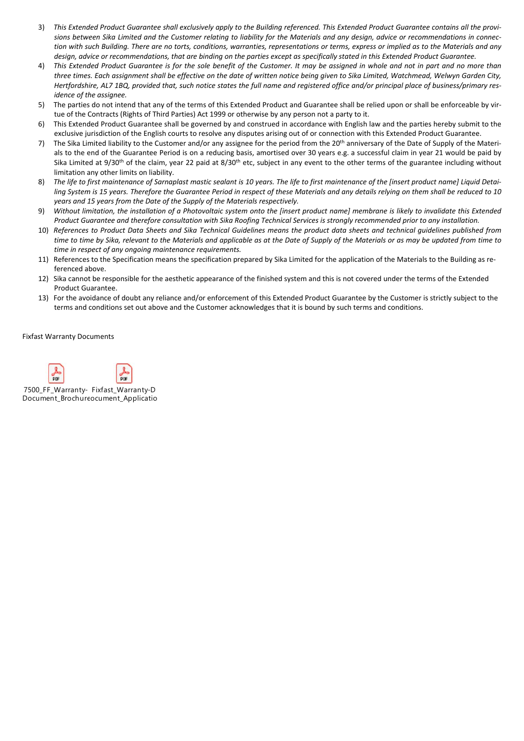3) *This Extended Product Guarantee shall exclusively apply to the Building referenced. This Extended Product Guarantee contains all the provisions between Sika Limited and the Customer relating to liability for the Materials and any design, advice or recommendations in connection with such Building. There are no torts, conditions, warranties, representations or terms, express or implied as to the Materials and any design, advice or recommendations, that are binding on the parties except as specifically stated in this Extended Product Guarantee.*
4) *This Extended Product Guarantee is for the sole benefit of the Customer. It may be assigned in whole and not in part and no more than three times. Each assignment shall be effective on the date of written notice being given to Sika Limited, Watchmead, Welwyn Garden City, Hertfordshire, AL7 1BQ, provided that, such notice states the full name and registered office and/or principal place of business/primary residence of the assignee.*
5) The parties do not intend that any of the terms of this Extended Product and Guarantee shall be relied upon or shall be enforceable by virtue of the Contracts (Rights of Third Parties) Act 1999 or otherwise by any person not a party to it.
6) This Extended Product Guarantee shall be governed by and construed in accordance with English law and the parties hereby submit to the exclusive jurisdiction of the English courts to resolve any disputes arising out of or connection with this Extended Product Guarantee.
7) The Sika Limited liability to the Customer and/or any assignee for the period from the 20th anniversary of the Date of Supply of the Materials to the end of the Guarantee Period is on a reducing basis, amortised over 30 years e.g. a successful claim in year 21 would be paid by Sika Limited at 9/30th of the claim, year 22 paid at 8/30th etc, subject in any event to the other terms of the guarantee including without limitation any other limits on liability.
8) *The life to first maintenance of Sarnaplast mastic sealant is 10 years. The life to first maintenance of the [insert product name] Liquid Detailing System is 15 years. Therefore the Guarantee Period in respect of these Materials and any details relying on them shall be reduced to 10 years and 15 years from the Date of the Supply of the Materials respectively.*
9) *Without limitation, the installation of a Photovoltaic system onto the [insert product name] membrane is likely to invalidate this Extended Product Guarantee and therefore consultation with Sika Roofing Technical Services is strongly recommended prior to any installation.*
10) *References to Product Data Sheets and Sika Technical Guidelines means the product data sheets and technical guidelines published from time to time by Sika, relevant to the Materials and applicable as at the Date of Supply of the Materials or as may be updated from time to time in respect of any ongoing maintenance requirements.*
11) References to the Specification means the specification prepared by Sika Limited for the application of the Materials to the Building as referenced above.
12) Sika cannot be responsible for the aesthetic appearance of the finished system and this is not covered under the terms of the Extended Product Guarantee.
13) For the avoidance of doubt any reliance and/or enforcement of this Extended Product Guarantee by the Customer is strictly subject to the terms and conditions set out above and the Customer acknowledges that it is bound by such terms and conditions.

Fixfast Warranty Documents

7500_FF_Warranty-Document_Brochure Fixfast_Warranty-Document_Applicatio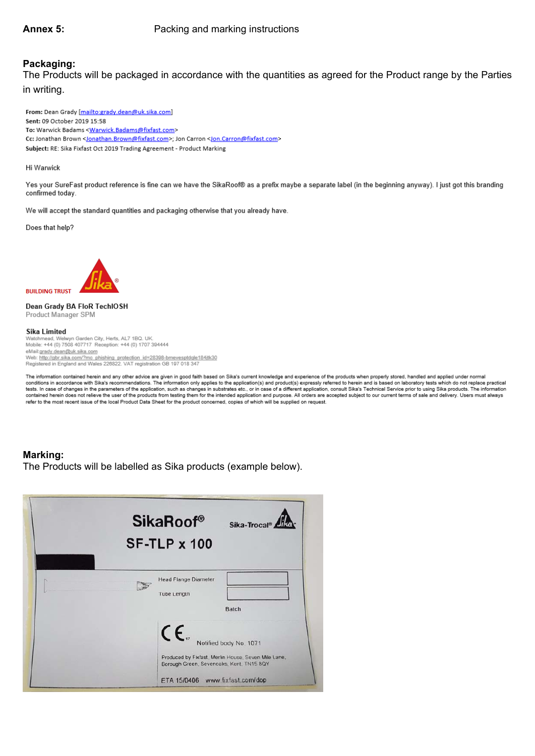**Annex 5:** Packing and marking instructions

**Packaging:**
The Products will be packaged in accordance with the quantities as agreed for the Product range by the Parties in writing.

**From:** Dean Grady [mailto:grady.dean@uk.sika.com]
**Sent:** 09 October 2019 15:58
**To:** Warwick Badams <Warwick.Badams@fixfast.com>
**Cc:** Jonathan Brown <Jonathan.Brown@fixfast.com>; Jon Carron <Jon.Carron@fixfast.com>
**Subject:** RE: Sika Fixfast Oct 2019 Trading Agreement - Product Marking

Hi Warwick

Yes your SureFast product reference is fine can we have the SikaRoof® as a prefix maybe a separate label (in the beginning anyway). I just got this branding confirmed today.

We will accept the standard quantities and packaging otherwise that you already have.

Does that help?

BUILDING TRUST

**Dean Grady BA FIoR TechIOSH**
Product Manager SPM

**Sika Limited**
Watchmead, Welwyn Garden City, Herts, AL7 1BQ. UK.
Mobile: +44 (0) 7508 407717 Reception: +44 (0) 1707 394444
eMail:grady.dean@uk.sika.com
Web: http://gbr.sika.com/?mc_phishing_protection_id=28398-bmevesptdgle184jtk30
Registered in England and Wales 226822. VAT registration GB 197 018 347

The information contained herein and any other advice are given in good faith based on Sika's current knowledge and experience of the products when properly stored, handled and applied under normal conditions in accordance with Sika's recommendations. The information only applies to the application(s) and product(s) expressly referred to herein and is based on laboratory tests which do not replace practical tests. In case of changes in the parameters of the application, such as changes in substrates etc., or in case of a different application, consult Sika's Technical Service prior to using Sika products. The information contained herein does not relieve the user of the products from testing them for the intended application and purpose. All orders are accepted subject to our current terms of sale and delivery. Users must always refer to the most recent issue of the local Product Data Sheet for the product concerned, copies of which will be supplied on request.

**Marking:**
The Products will be labelled as Sika products (example below).

SikaRoof®
SF-TLP x 100
Sika-Trocal®

Head Flange Diameter
Tube Length
Batch

CE 17 Notified body No. 1071

Produced by Fixfast, Merlin House, Seven Mile Lane, Borough Green, Sevenoaks, Kent, TN15 8QY

ETA 15/0406 www.fixfast.com/dop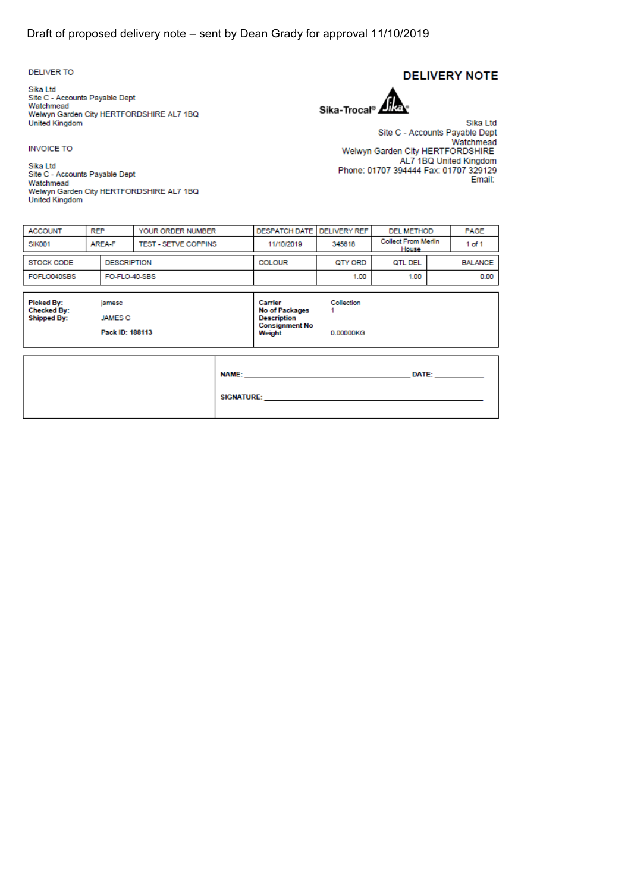Draft of proposed delivery note – sent by Dean Grady for approval 11/10/2019

DELIVER TO

Sika Ltd
Site C - Accounts Payable Dept
Watchmead
Welwyn Garden City HERTFORDSHIRE AL7 1BQ
United Kingdom

INVOICE TO

Sika Ltd
Site C - Accounts Payable Dept
Watchmead
Welwyn Garden City HERTFORDSHIRE AL7 1BQ
United Kingdom

# DELIVERY NOTE

Sika-Trocal®

Sika Ltd
Site C - Accounts Payable Dept
Watchmead
Welwyn Garden City HERTFORDSHIRE
AL7 1BQ United Kingdom
Phone: 01707 394444 Fax: 01707 329129
Email:

| ACCOUNT | REP | YOUR ORDER NUMBER | DESPATCH DATE | DELIVERY REF | DEL METHOD | PAGE |
|---|---|---|---|---|---|---|
| SIK001 | AREA-F | TEST - SETVE COPPINS | 11/10/2019 | 345618 | Collect From Merlin House | 1 of 1 |

| STOCK CODE | DESCRIPTION | COLOUR | QTY ORD | QTL DEL | BALANCE |
|---|---|---|---|---|---|
| FOFLO040SBS | FO-FLO-40-SBS | | 1.00 | 1.00 | 0.00 |

**Picked By:** jamesc
**Checked By:**
**Shipped By:** JAMES C

**Pack ID: 188113**

**Carrier** Collection
**No of Packages** 1
**Description**
**Consignment No**
**Weight** 0.00000KG

**NAME:** ____________________ **DATE:** __________

**SIGNATURE:** ____________________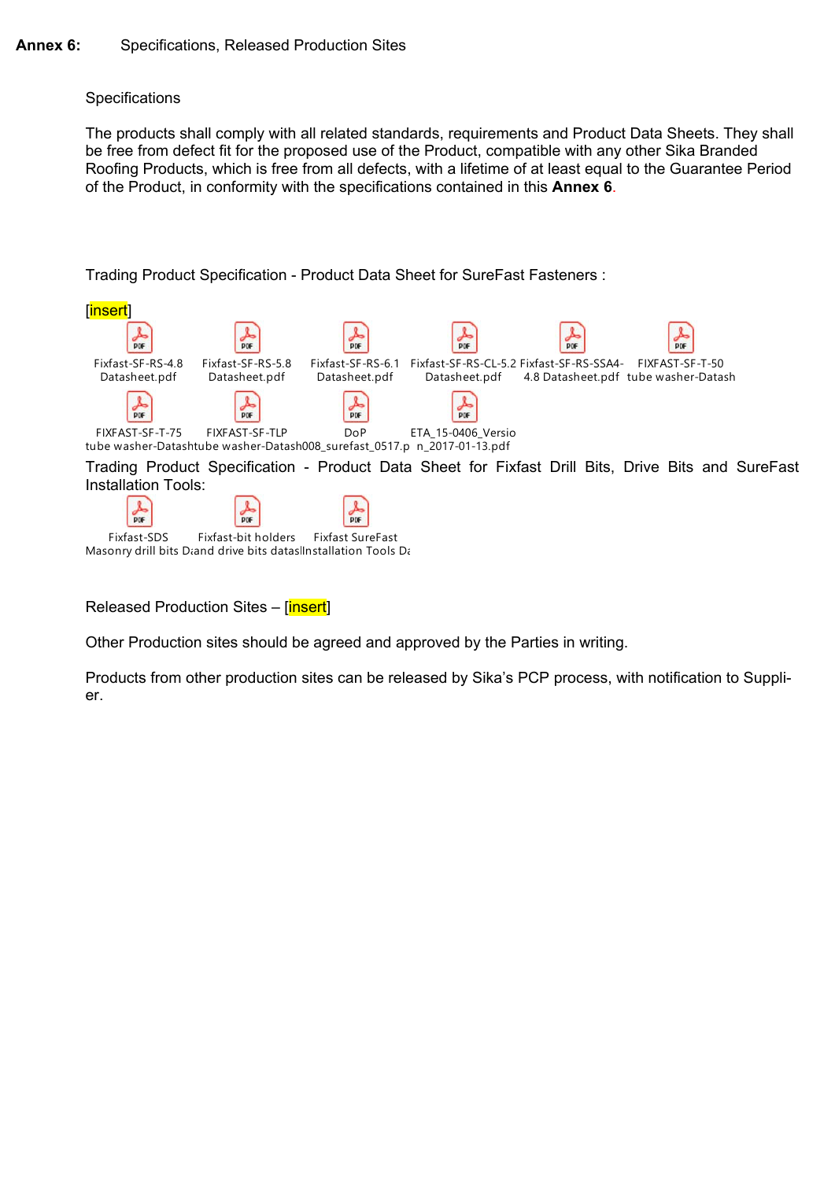**Annex 6:** Specifications, Released Production Sites

Specifications

The products shall comply with all related standards, requirements and Product Data Sheets. They shall be free from defect fit for the proposed use of the Product, compatible with any other Sika Branded Roofing Products, which is free from all defects, with a lifetime of at least equal to the Guarantee Period of the Product, in conformity with the specifications contained in this **Annex 6**.

Trading Product Specification - Product Data Sheet for SureFast Fasteners :

[insert]

Fixfast-SF-RS-4.8 Datasheet.pdf
Fixfast-SF-RS-5.8 Datasheet.pdf
Fixfast-SF-RS-6.1 Datasheet.pdf
Fixfast-SF-RS-CL-5.2 Datasheet.pdf
Fixfast-SF-RS-SSA4-4.8 Datasheet.pdf
FIXFAST-SF-T-50 tube washer-Datash
FIXFAST-SF-T-75 tube washer-Datash
FIXFAST-SF-TLP tube washer-Datash
DoP 008_surefast_0517.p
ETA_15-0406_Version_2017-01-13.pdf

Trading Product Specification - Product Data Sheet for Fixfast Drill Bits, Drive Bits and SureFast Installation Tools:

Fixfast-SDS Masonry drill bits Da
Fixfast-bit holders and drive bits datas
Fixfast SureFast Installation Tools Da

Released Production Sites – [insert]

Other Production sites should be agreed and approved by the Parties in writing.

Products from other production sites can be released by Sika's PCP process, with notification to Supplier.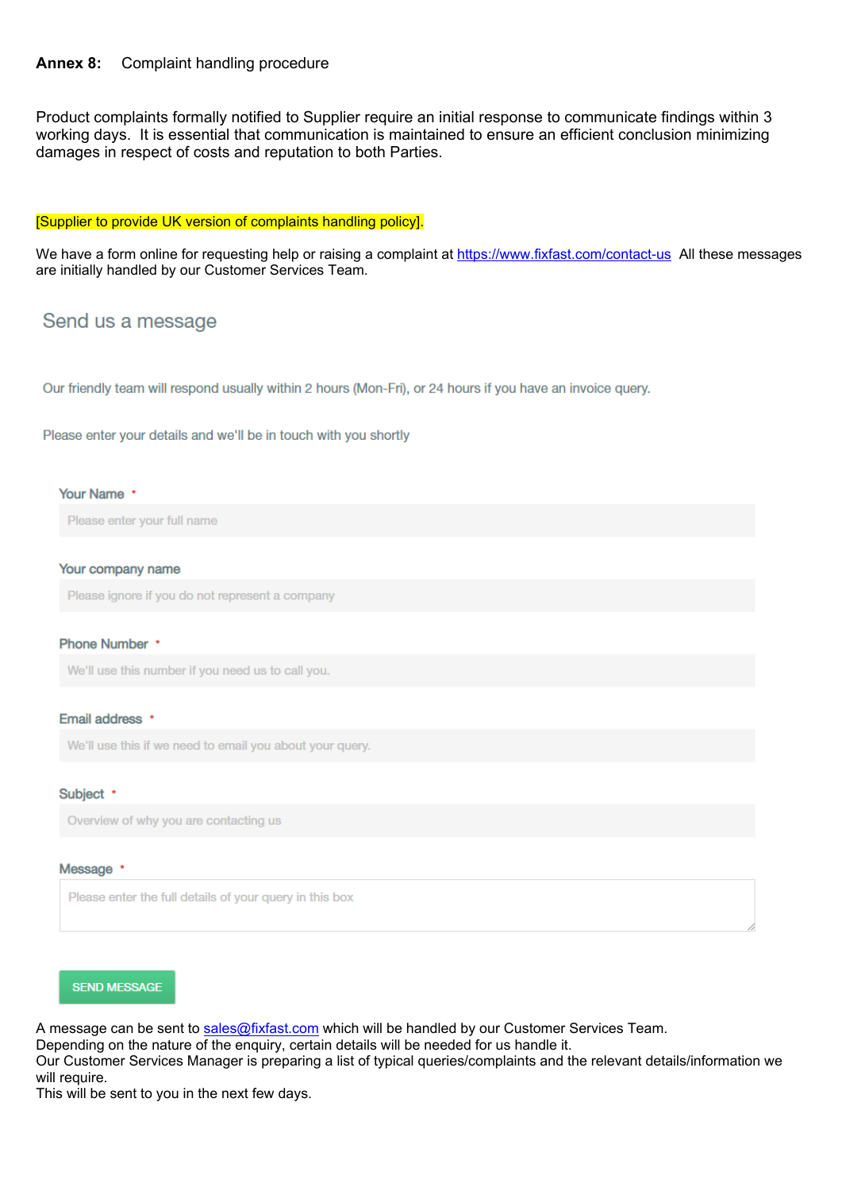**Annex 8:** Complaint handling procedure

Product complaints formally notified to Supplier require an initial response to communicate findings within 3 working days. It is essential that communication is maintained to ensure an efficient conclusion minimizing damages in respect of costs and reputation to both Parties.

[Supplier to provide UK version of complaints handling policy].

We have a form online for requesting help or raising a complaint at https://www.fixfast.com/contact-us All these messages are initially handled by our Customer Services Team.

## Send us a message

Our friendly team will respond usually within 2 hours (Mon-Fri), or 24 hours if you have an invoice query.

Please enter your details and we'll be in touch with you shortly

Your Name *

Please enter your full name

Your company name

Please ignore if you do not represent a company

Phone Number *

We'll use this number if you need us to call you.

Email address *

We'll use this if we need to email you about your query.

Subject *

Overview of why you are contacting us

Message *

Please enter the full details of your query in this box

SEND MESSAGE

A message can be sent to sales@fixfast.com which will be handled by our Customer Services Team.
Depending on the nature of the enquiry, certain details will be needed for us handle it.
Our Customer Services Manager is preparing a list of typical queries/complaints and the relevant details/information we will require.
This will be sent to you in the next few days.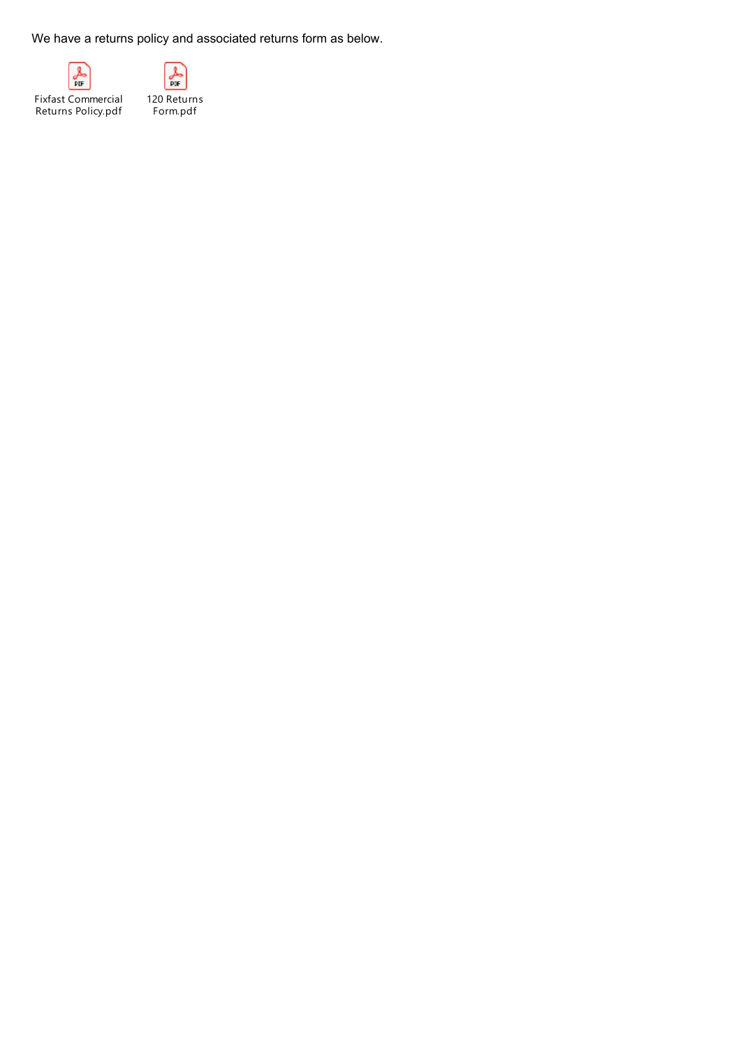We have a returns policy and associated returns form as below.

Fixfast Commercial Returns Policy.pdf

120 Returns Form.pdf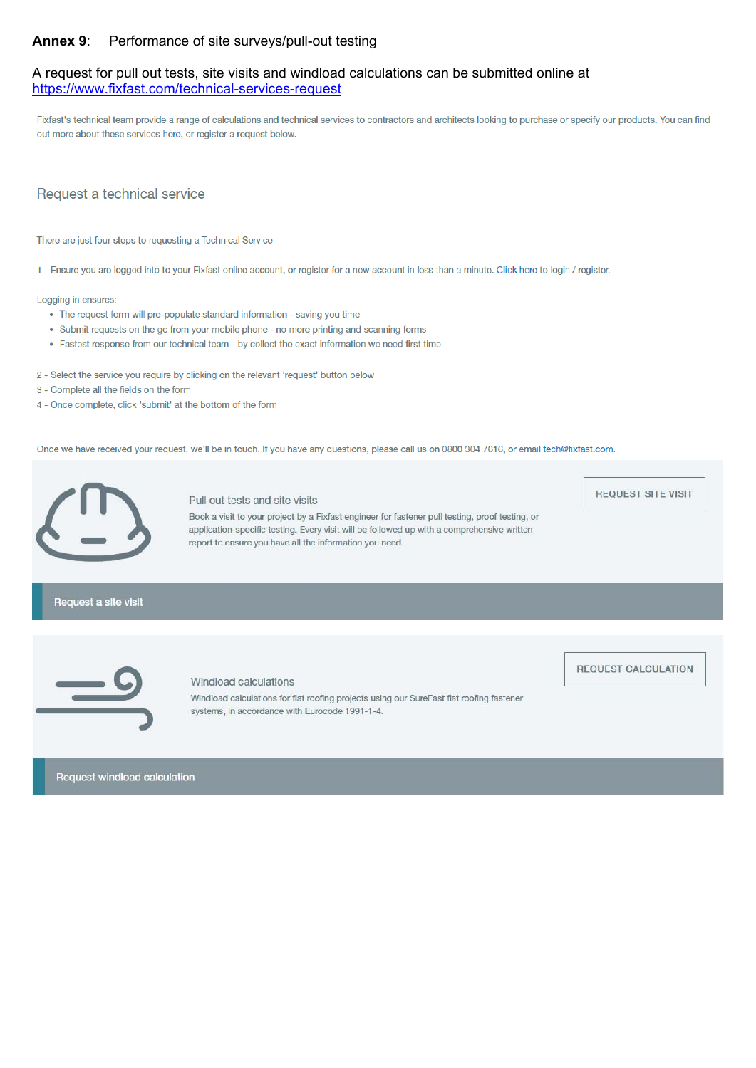**Annex 9**: Performance of site surveys/pull-out testing

A request for pull out tests, site visits and windload calculations can be submitted online at https://www.fixfast.com/technical-services-request

Fixfast's technical team provide a range of calculations and technical services to contractors and architects looking to purchase or specify our products. You can find out more about these services here, or register a request below.

## Request a technical service

There are just four steps to requesting a Technical Service

1 - Ensure you are logged into to your Fixfast online account, or register for a new account in less than a minute. Click here to login / register.

Logging in ensures:

- The request form will pre-populate standard information - saving you time
- Submit requests on the go from your mobile phone - no more printing and scanning forms
- Fastest response from our technical team - by collect the exact information we need first time

2 - Select the service you require by clicking on the relevant 'request' button below

3 - Complete all the fields on the form

4 - Once complete, click 'submit' at the bottom of the form

Once we have received your request, we'll be in touch. If you have any questions, please call us on 0800 304 7616, or email tech@fixfast.com.

### Pull out tests and site visits

Book a visit to your project by a Fixfast engineer for fastener pull testing, proof testing, or application-specific testing. Every visit will be followed up with a comprehensive written report to ensure you have all the information you need.

REQUEST SITE VISIT

Request a site visit

### Windload calculations

Windload calculations for flat roofing projects using our SureFast flat roofing fastener systems, in accordance with Eurocode 1991-1-4.

REQUEST CALCULATION

Request windload calculation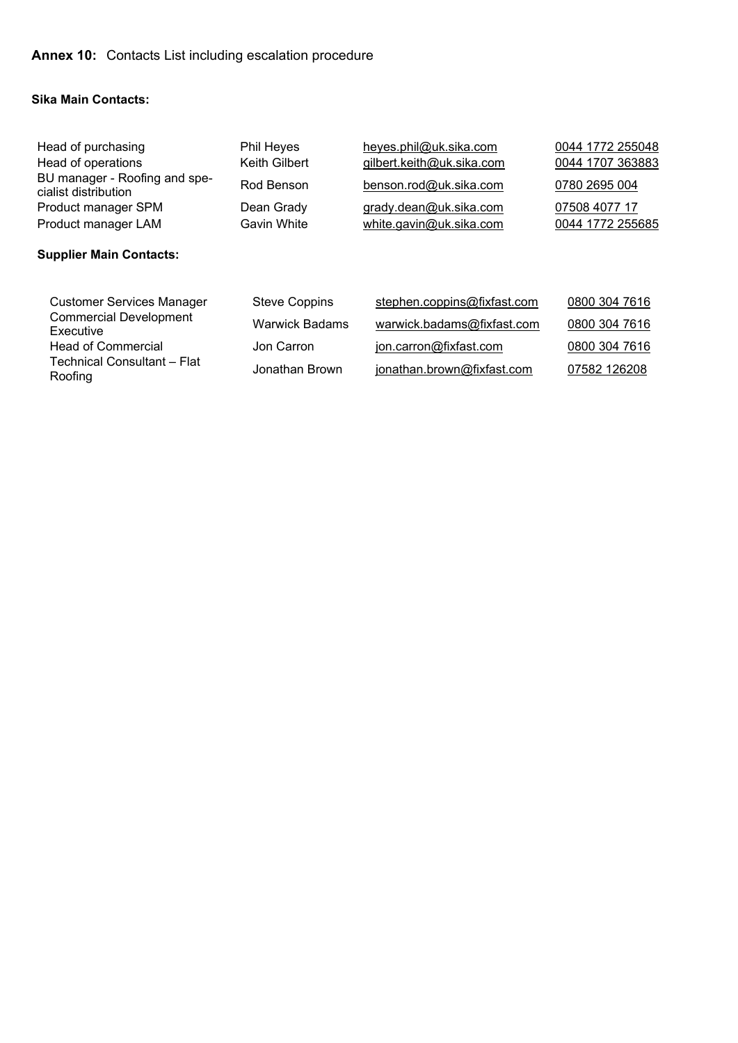**Annex 10:** Contacts List including escalation procedure

**Sika Main Contacts:**

| | | | |
|---|---|---|---|
| Head of purchasing | Phil Heyes | heyes.phil@uk.sika.com | 0044 1772 255048 |
| Head of operations | Keith Gilbert | gilbert.keith@uk.sika.com | 0044 1707 363883 |
| BU manager - Roofing and specialist distribution | Rod Benson | benson.rod@uk.sika.com | 0780 2695 004 |
| Product manager SPM | Dean Grady | grady.dean@uk.sika.com | 07508 4077 17 |
| Product manager LAM | Gavin White | white.gavin@uk.sika.com | 0044 1772 255685 |

**Supplier Main Contacts:**

| | | | |
|---|---|---|---|
| Customer Services Manager | Steve Coppins | stephen.coppins@fixfast.com | 0800 304 7616 |
| Commercial Development Executive | Warwick Badams | warwick.badams@fixfast.com | 0800 304 7616 |
| Head of Commercial | Jon Carron | jon.carron@fixfast.com | 0800 304 7616 |
| Technical Consultant – Flat Roofing | Jonathan Brown | jonathan.brown@fixfast.com | 07582 126208 |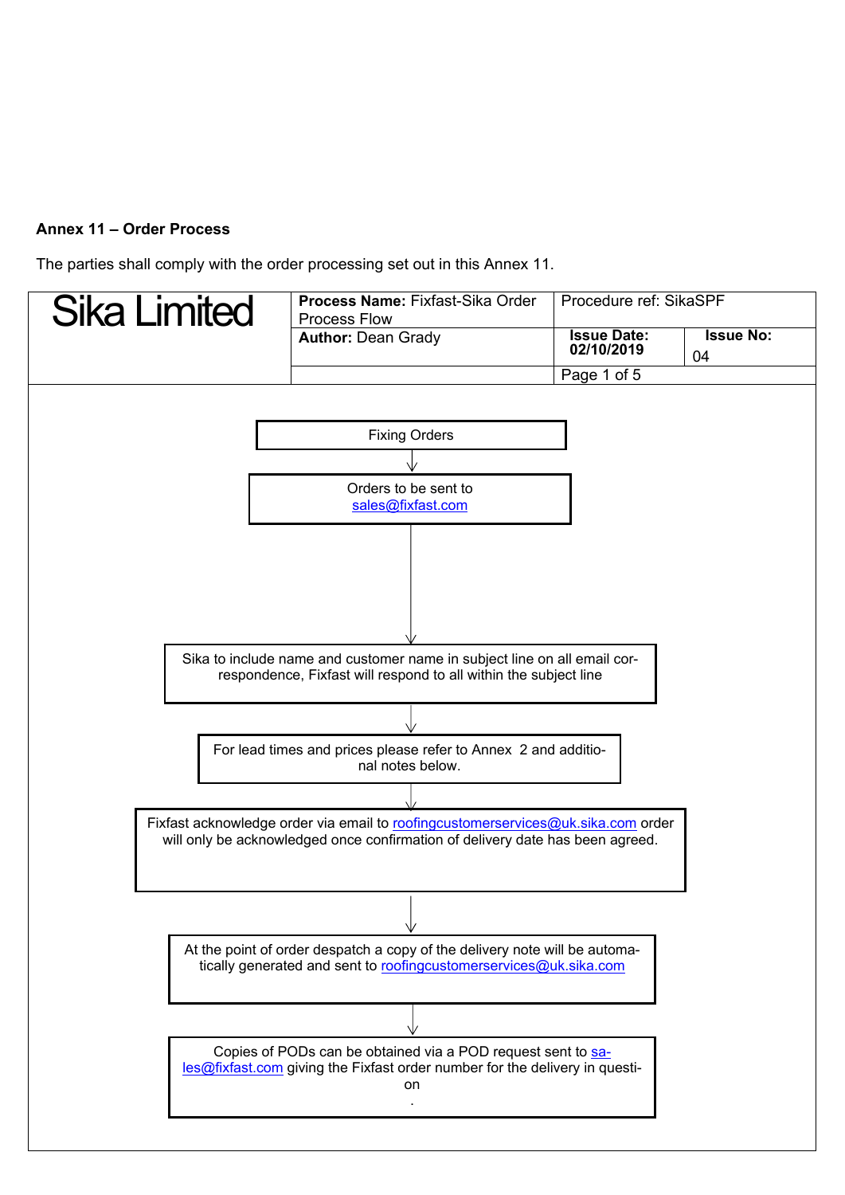**Annex 11 – Order Process**

The parties shall comply with the order processing set out in this Annex 11.

| Sika Limited | **Process Name:** Fixfast-Sika Order Process Flow | Procedure ref: SikaSPF | |
|---|---|---|---|
| | **Author:** Dean Grady | **Issue Date:** 02/10/2019 | **Issue No:** 04 |
| | | Page 1 of 5 | |

Fixing Orders

↓

Orders to be sent to sales@fixfast.com

↓

Sika to include name and customer name in subject line on all email correspondence, Fixfast will respond to all within the subject line

↓

For lead times and prices please refer to Annex 2 and additional notes below.

↓

Fixfast acknowledge order via email to roofingcustomerservices@uk.sika.com order will only be acknowledged once confirmation of delivery date has been agreed.

↓

At the point of order despatch a copy of the delivery note will be automatically generated and sent to roofingcustomerservices@uk.sika.com

↓

Copies of PODs can be obtained via a POD request sent to sales@fixfast.com giving the Fixfast order number for the delivery in question

.